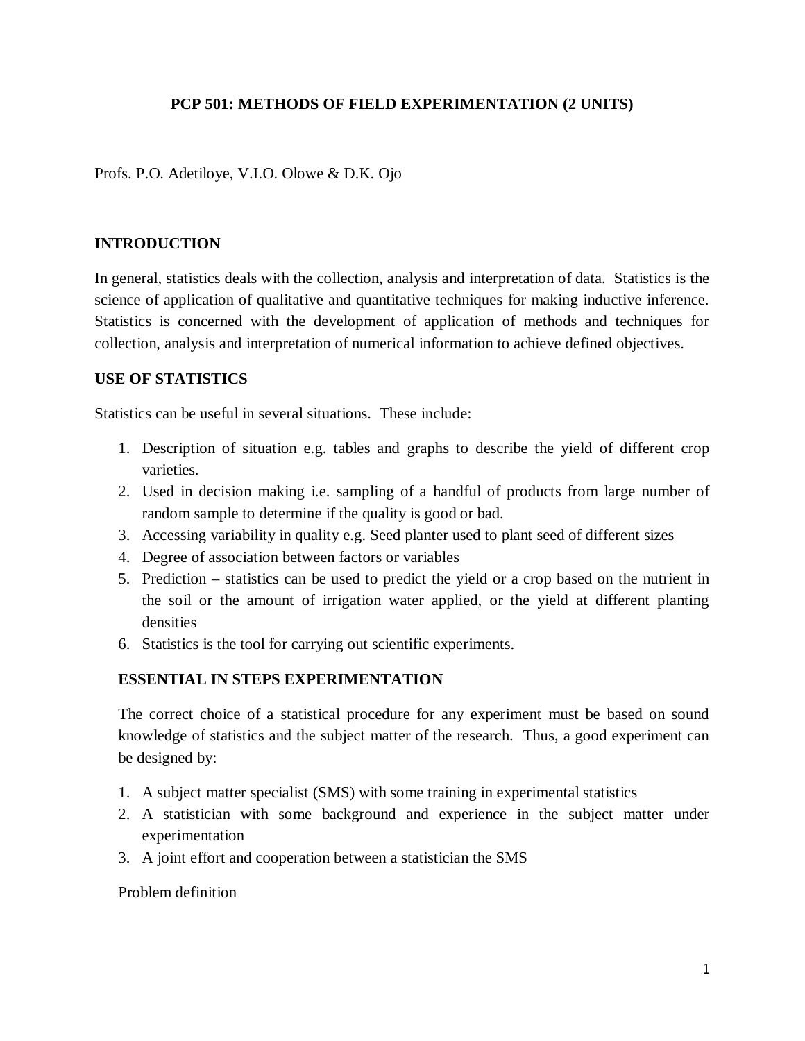# PCP 501: METHODS OF FIELD EXPERIMENTATION (2 UNITS)

Profs. P.O. Adetiloye, V.I.O. Olowe & D.K. Ojo

## INTRODUCTION

In general, statistics deals with the collection, analysis and interpretation of data. Statistics is the science of application of qualitative and quantitative techniques for making inductive inference. Statistics is concerned with the development of application of methods and techniques for collection, analysis and interpretation of numerical information to achieve defined objectives.

## USE OF STATISTICS

Statistics can be useful in several situations. These include:

1. Description of situation e.g. tables and graphs to describe the yield of different crop varieties.
2. Used in decision making i.e. sampling of a handful of products from large number of random sample to determine if the quality is good or bad.
3. Accessing variability in quality e.g. Seed planter used to plant seed of different sizes
4. Degree of association between factors or variables
5. Prediction – statistics can be used to predict the yield or a crop based on the nutrient in the soil or the amount of irrigation water applied, or the yield at different planting densities
6. Statistics is the tool for carrying out scientific experiments.

### ESSENTIAL IN STEPS EXPERIMENTATION

The correct choice of a statistical procedure for any experiment must be based on sound knowledge of statistics and the subject matter of the research. Thus, a good experiment can be designed by:

1. A subject matter specialist (SMS) with some training in experimental statistics
2. A statistician with some background and experience in the subject matter under experimentation
3. A joint effort and cooperation between a statistician the SMS

Problem definition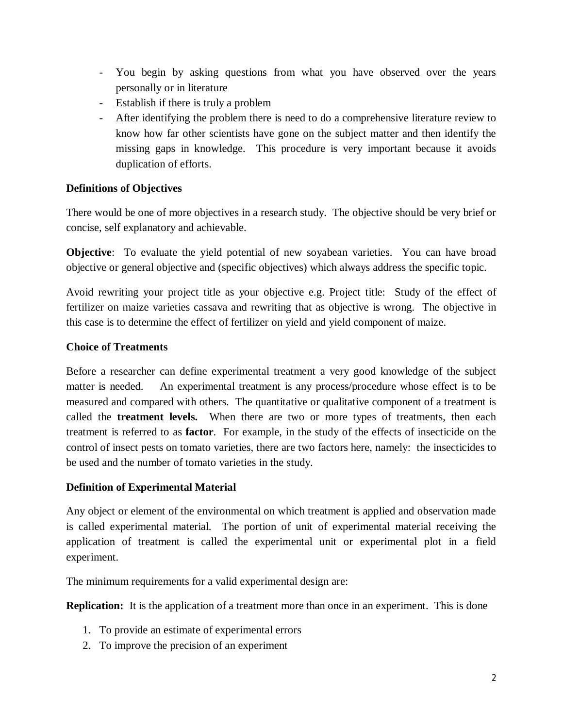- You begin by asking questions from what you have observed over the years personally or in literature
- Establish if there is truly a problem
- After identifying the problem there is need to do a comprehensive literature review to know how far other scientists have gone on the subject matter and then identify the missing gaps in knowledge. This procedure is very important because it avoids duplication of efforts.

**Definitions of Objectives**

There would be one of more objectives in a research study. The objective should be very brief or concise, self explanatory and achievable.

**Objective**: To evaluate the yield potential of new soyabean varieties. You can have broad objective or general objective and (specific objectives) which always address the specific topic.

Avoid rewriting your project title as your objective e.g. Project title: Study of the effect of fertilizer on maize varieties cassava and rewriting that as objective is wrong. The objective in this case is to determine the effect of fertilizer on yield and yield component of maize.

**Choice of Treatments**

Before a researcher can define experimental treatment a very good knowledge of the subject matter is needed. An experimental treatment is any process/procedure whose effect is to be measured and compared with others. The quantitative or qualitative component of a treatment is called the **treatment levels.** When there are two or more types of treatments, then each treatment is referred to as **factor**. For example, in the study of the effects of insecticide on the control of insect pests on tomato varieties, there are two factors here, namely: the insecticides to be used and the number of tomato varieties in the study.

**Definition of Experimental Material**

Any object or element of the environmental on which treatment is applied and observation made is called experimental material. The portion of unit of experimental material receiving the application of treatment is called the experimental unit or experimental plot in a field experiment.

The minimum requirements for a valid experimental design are:

**Replication:** It is the application of a treatment more than once in an experiment. This is done

1. To provide an estimate of experimental errors
2. To improve the precision of an experiment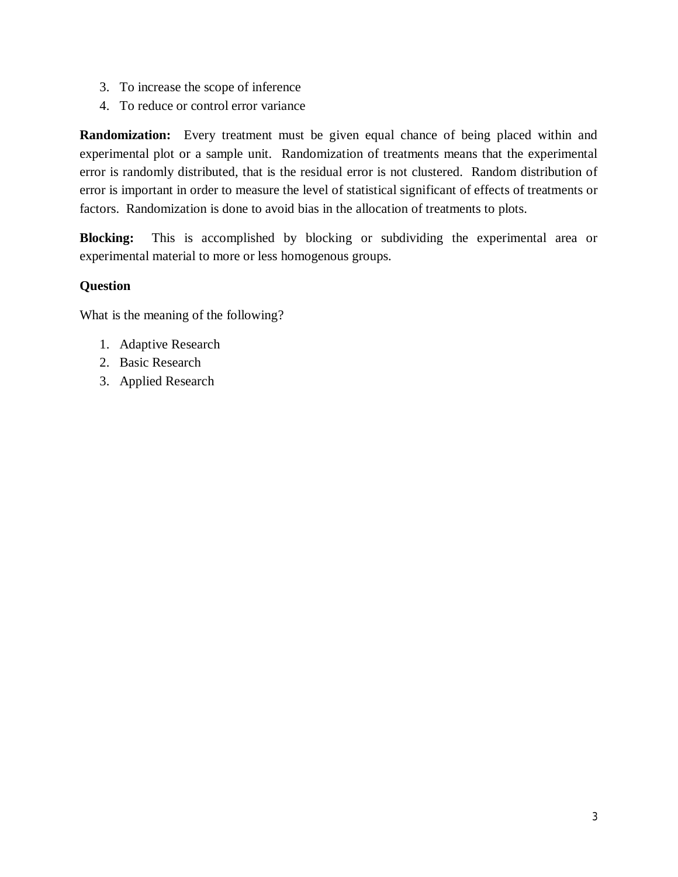3. To increase the scope of inference
4. To reduce or control error variance

**Randomization:** Every treatment must be given equal chance of being placed within and experimental plot or a sample unit. Randomization of treatments means that the experimental error is randomly distributed, that is the residual error is not clustered. Random distribution of error is important in order to measure the level of statistical significant of effects of treatments or factors. Randomization is done to avoid bias in the allocation of treatments to plots.

**Blocking:** This is accomplished by blocking or subdividing the experimental area or experimental material to more or less homogenous groups.

**Question**

What is the meaning of the following?

1. Adaptive Research
2. Basic Research
3. Applied Research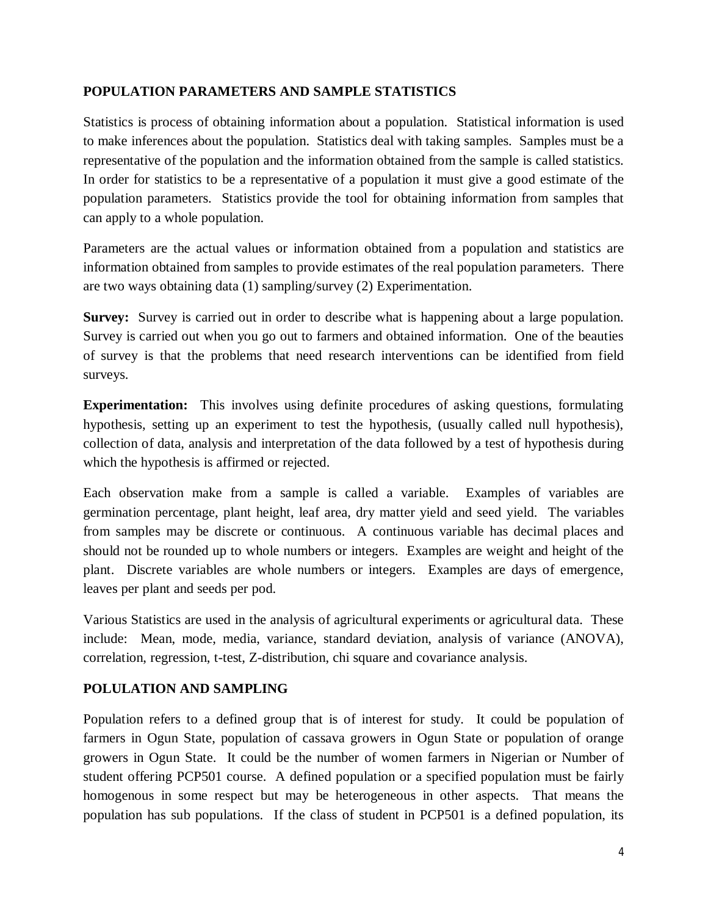## POPULATION PARAMETERS AND SAMPLE STATISTICS

Statistics is process of obtaining information about a population. Statistical information is used to make inferences about the population. Statistics deal with taking samples. Samples must be a representative of the population and the information obtained from the sample is called statistics. In order for statistics to be a representative of a population it must give a good estimate of the population parameters. Statistics provide the tool for obtaining information from samples that can apply to a whole population.

Parameters are the actual values or information obtained from a population and statistics are information obtained from samples to provide estimates of the real population parameters. There are two ways obtaining data (1) sampling/survey (2) Experimentation.

**Survey:** Survey is carried out in order to describe what is happening about a large population. Survey is carried out when you go out to farmers and obtained information. One of the beauties of survey is that the problems that need research interventions can be identified from field surveys.

**Experimentation:** This involves using definite procedures of asking questions, formulating hypothesis, setting up an experiment to test the hypothesis, (usually called null hypothesis), collection of data, analysis and interpretation of the data followed by a test of hypothesis during which the hypothesis is affirmed or rejected.

Each observation make from a sample is called a variable. Examples of variables are germination percentage, plant height, leaf area, dry matter yield and seed yield. The variables from samples may be discrete or continuous. A continuous variable has decimal places and should not be rounded up to whole numbers or integers. Examples are weight and height of the plant. Discrete variables are whole numbers or integers. Examples are days of emergence, leaves per plant and seeds per pod.

Various Statistics are used in the analysis of agricultural experiments or agricultural data. These include: Mean, mode, media, variance, standard deviation, analysis of variance (ANOVA), correlation, regression, t-test, Z-distribution, chi square and covariance analysis.

## POLULATION AND SAMPLING

Population refers to a defined group that is of interest for study. It could be population of farmers in Ogun State, population of cassava growers in Ogun State or population of orange growers in Ogun State. It could be the number of women farmers in Nigerian or Number of student offering PCP501 course. A defined population or a specified population must be fairly homogenous in some respect but may be heterogeneous in other aspects. That means the population has sub populations. If the class of student in PCP501 is a defined population, its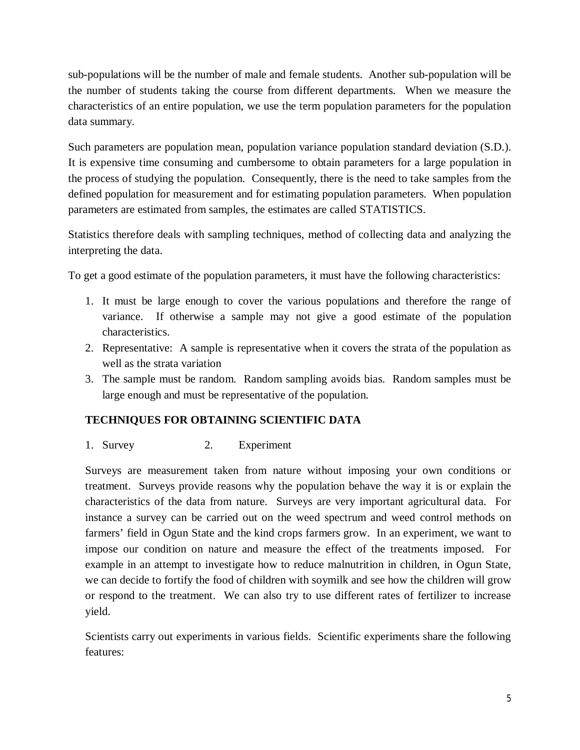sub-populations will be the number of male and female students. Another sub-population will be the number of students taking the course from different departments. When we measure the characteristics of an entire population, we use the term population parameters for the population data summary.

Such parameters are population mean, population variance population standard deviation (S.D.). It is expensive time consuming and cumbersome to obtain parameters for a large population in the process of studying the population. Consequently, there is the need to take samples from the defined population for measurement and for estimating population parameters. When population parameters are estimated from samples, the estimates are called STATISTICS.

Statistics therefore deals with sampling techniques, method of collecting data and analyzing the interpreting the data.

To get a good estimate of the population parameters, it must have the following characteristics:

1. It must be large enough to cover the various populations and therefore the range of variance. If otherwise a sample may not give a good estimate of the population characteristics.
2. Representative: A sample is representative when it covers the strata of the population as well as the strata variation
3. The sample must be random. Random sampling avoids bias. Random samples must be large enough and must be representative of the population.

**TECHNIQUES FOR OBTAINING SCIENTIFIC DATA**

1. Survey 2. Experiment

Surveys are measurement taken from nature without imposing your own conditions or treatment. Surveys provide reasons why the population behave the way it is or explain the characteristics of the data from nature. Surveys are very important agricultural data. For instance a survey can be carried out on the weed spectrum and weed control methods on farmers' field in Ogun State and the kind crops farmers grow. In an experiment, we want to impose our condition on nature and measure the effect of the treatments imposed. For example in an attempt to investigate how to reduce malnutrition in children, in Ogun State, we can decide to fortify the food of children with soymilk and see how the children will grow or respond to the treatment. We can also try to use different rates of fertilizer to increase yield.

Scientists carry out experiments in various fields. Scientific experiments share the following features: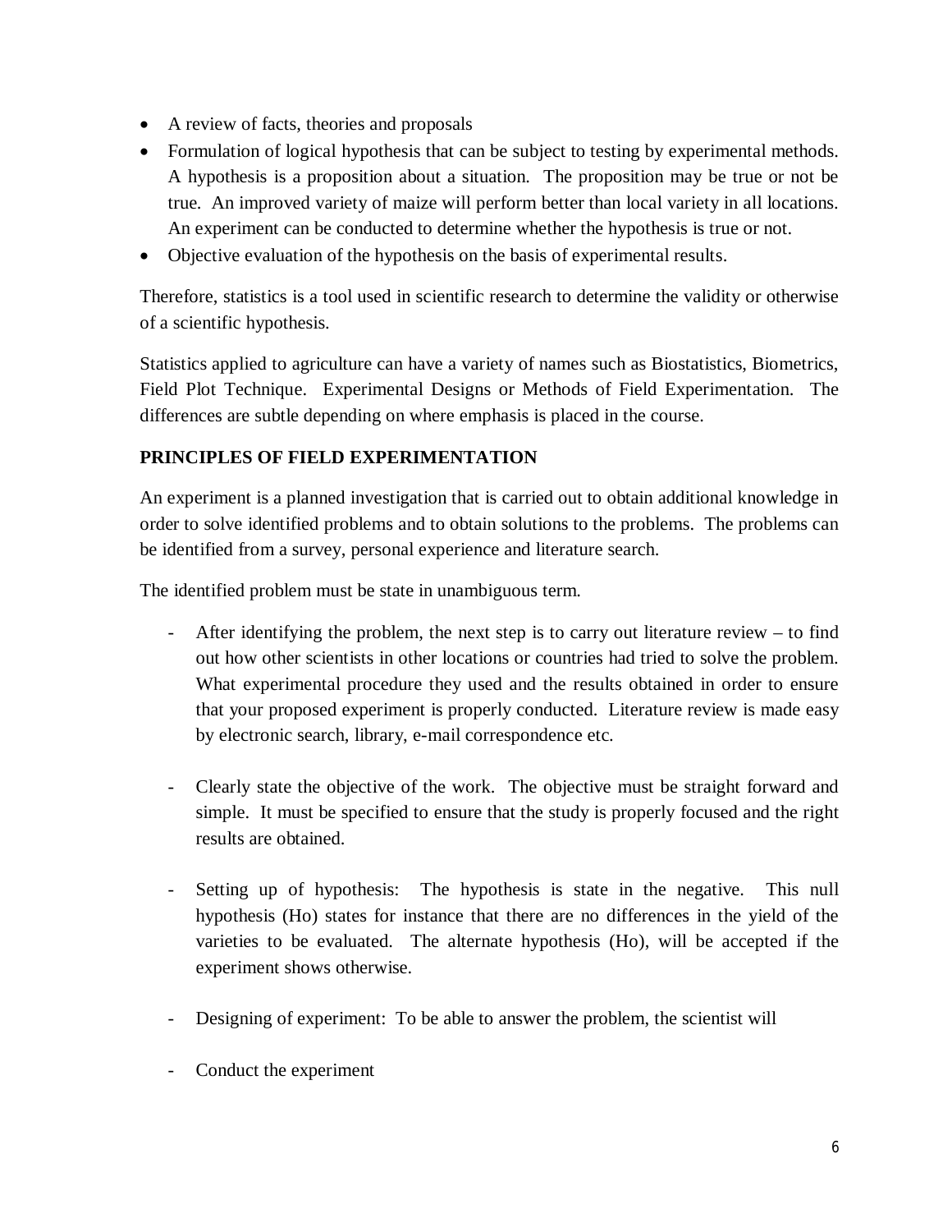- A review of facts, theories and proposals
- Formulation of logical hypothesis that can be subject to testing by experimental methods. A hypothesis is a proposition about a situation. The proposition may be true or not be true. An improved variety of maize will perform better than local variety in all locations. An experiment can be conducted to determine whether the hypothesis is true or not.
- Objective evaluation of the hypothesis on the basis of experimental results.

Therefore, statistics is a tool used in scientific research to determine the validity or otherwise of a scientific hypothesis.

Statistics applied to agriculture can have a variety of names such as Biostatistics, Biometrics, Field Plot Technique. Experimental Designs or Methods of Field Experimentation. The differences are subtle depending on where emphasis is placed in the course.

**PRINCIPLES OF FIELD EXPERIMENTATION**

An experiment is a planned investigation that is carried out to obtain additional knowledge in order to solve identified problems and to obtain solutions to the problems. The problems can be identified from a survey, personal experience and literature search.

The identified problem must be state in unambiguous term.

- After identifying the problem, the next step is to carry out literature review – to find out how other scientists in other locations or countries had tried to solve the problem. What experimental procedure they used and the results obtained in order to ensure that your proposed experiment is properly conducted. Literature review is made easy by electronic search, library, e-mail correspondence etc.

- Clearly state the objective of the work. The objective must be straight forward and simple. It must be specified to ensure that the study is properly focused and the right results are obtained.

- Setting up of hypothesis: The hypothesis is state in the negative. This null hypothesis (Ho) states for instance that there are no differences in the yield of the varieties to be evaluated. The alternate hypothesis (Ho), will be accepted if the experiment shows otherwise.

- Designing of experiment: To be able to answer the problem, the scientist will

- Conduct the experiment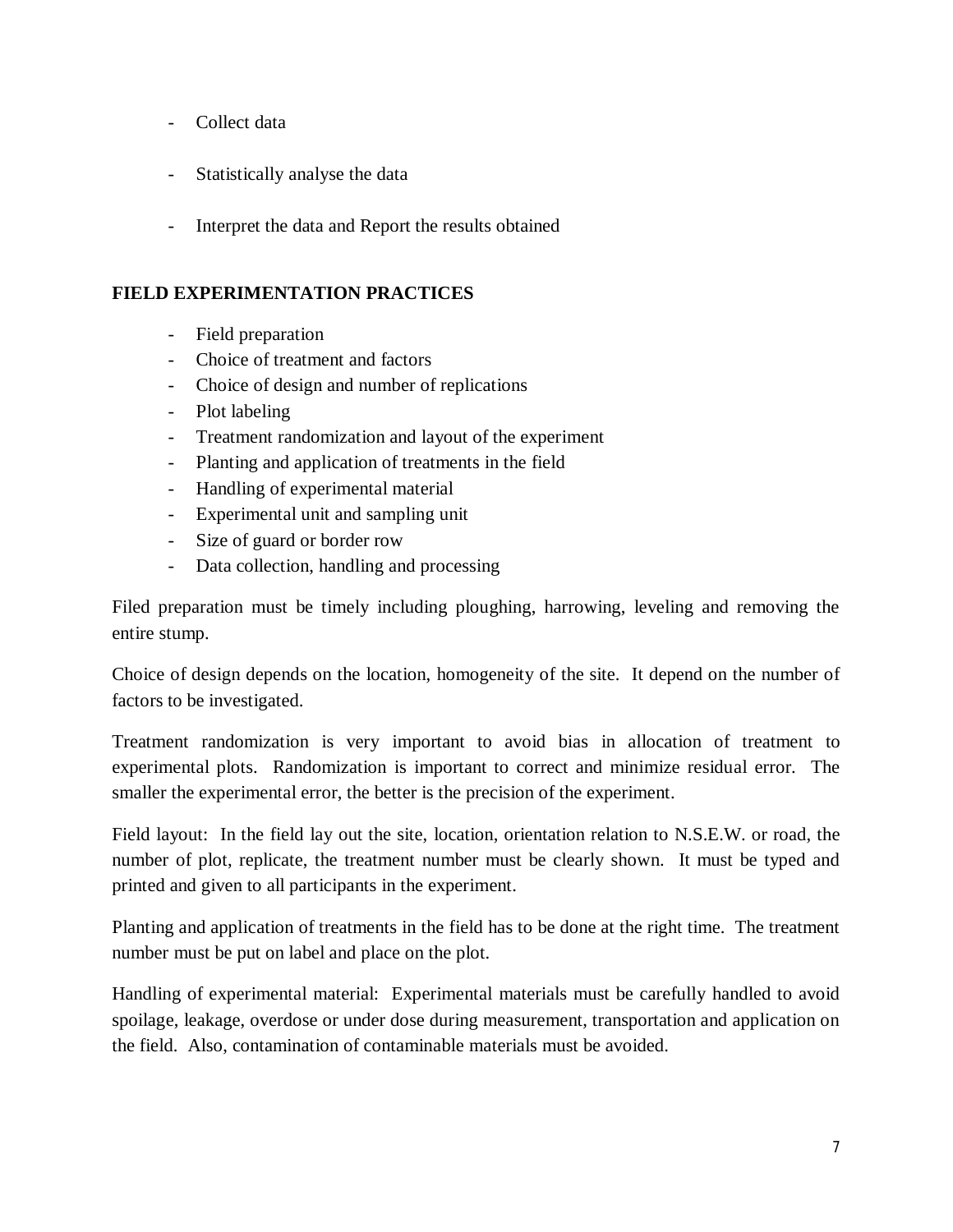- Collect data

- Statistically analyse the data

- Interpret the data and Report the results obtained

**FIELD EXPERIMENTATION PRACTICES**

- Field preparation
- Choice of treatment and factors
- Choice of design and number of replications
- Plot labeling
- Treatment randomization and layout of the experiment
- Planting and application of treatments in the field
- Handling of experimental material
- Experimental unit and sampling unit
- Size of guard or border row
- Data collection, handling and processing

Filed preparation must be timely including ploughing, harrowing, leveling and removing the entire stump.

Choice of design depends on the location, homogeneity of the site. It depend on the number of factors to be investigated.

Treatment randomization is very important to avoid bias in allocation of treatment to experimental plots. Randomization is important to correct and minimize residual error. The smaller the experimental error, the better is the precision of the experiment.

Field layout: In the field lay out the site, location, orientation relation to N.S.E.W. or road, the number of plot, replicate, the treatment number must be clearly shown. It must be typed and printed and given to all participants in the experiment.

Planting and application of treatments in the field has to be done at the right time. The treatment number must be put on label and place on the plot.

Handling of experimental material: Experimental materials must be carefully handled to avoid spoilage, leakage, overdose or under dose during measurement, transportation and application on the field. Also, contamination of contaminable materials must be avoided.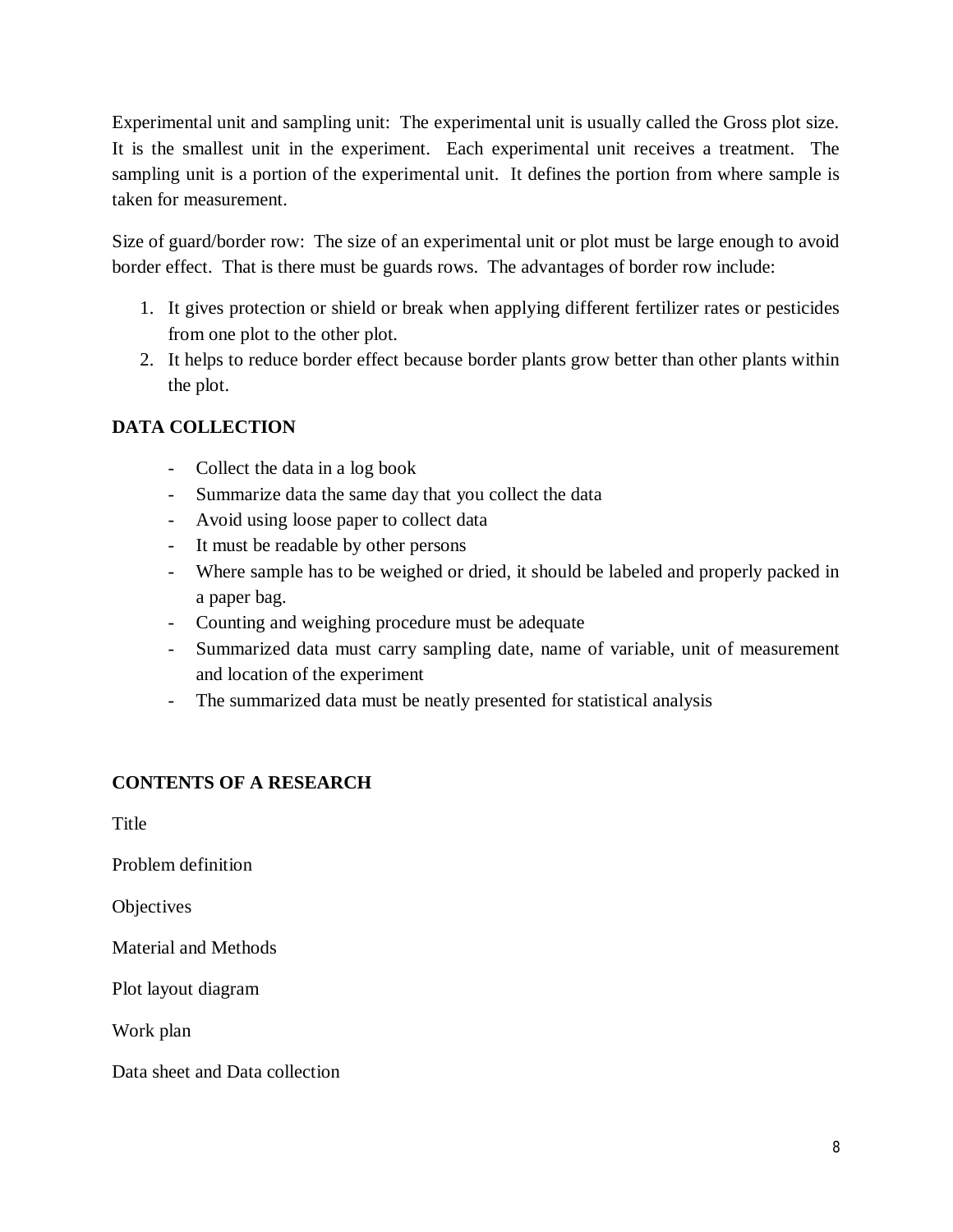Experimental unit and sampling unit: The experimental unit is usually called the Gross plot size. It is the smallest unit in the experiment. Each experimental unit receives a treatment. The sampling unit is a portion of the experimental unit. It defines the portion from where sample is taken for measurement.

Size of guard/border row: The size of an experimental unit or plot must be large enough to avoid border effect. That is there must be guards rows. The advantages of border row include:

1. It gives protection or shield or break when applying different fertilizer rates or pesticides from one plot to the other plot.
2. It helps to reduce border effect because border plants grow better than other plants within the plot.

**DATA COLLECTION**

- Collect the data in a log book
- Summarize data the same day that you collect the data
- Avoid using loose paper to collect data
- It must be readable by other persons
- Where sample has to be weighed or dried, it should be labeled and properly packed in a paper bag.
- Counting and weighing procedure must be adequate
- Summarized data must carry sampling date, name of variable, unit of measurement and location of the experiment
- The summarized data must be neatly presented for statistical analysis

**CONTENTS OF A RESEARCH**

Title

Problem definition

Objectives

Material and Methods

Plot layout diagram

Work plan

Data sheet and Data collection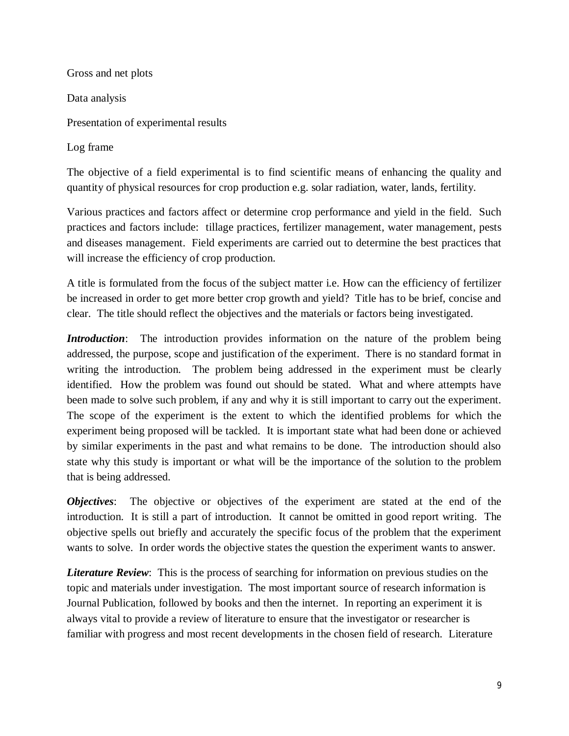Gross and net plots

Data analysis

Presentation of experimental results

Log frame

The objective of a field experimental is to find scientific means of enhancing the quality and quantity of physical resources for crop production e.g. solar radiation, water, lands, fertility.

Various practices and factors affect or determine crop performance and yield in the field. Such practices and factors include: tillage practices, fertilizer management, water management, pests and diseases management. Field experiments are carried out to determine the best practices that will increase the efficiency of crop production.

A title is formulated from the focus of the subject matter i.e. How can the efficiency of fertilizer be increased in order to get more better crop growth and yield? Title has to be brief, concise and clear. The title should reflect the objectives and the materials or factors being investigated.

***Introduction***: The introduction provides information on the nature of the problem being addressed, the purpose, scope and justification of the experiment. There is no standard format in writing the introduction. The problem being addressed in the experiment must be clearly identified. How the problem was found out should be stated. What and where attempts have been made to solve such problem, if any and why it is still important to carry out the experiment. The scope of the experiment is the extent to which the identified problems for which the experiment being proposed will be tackled. It is important state what had been done or achieved by similar experiments in the past and what remains to be done. The introduction should also state why this study is important or what will be the importance of the solution to the problem that is being addressed.

***Objectives***: The objective or objectives of the experiment are stated at the end of the introduction. It is still a part of introduction. It cannot be omitted in good report writing. The objective spells out briefly and accurately the specific focus of the problem that the experiment wants to solve. In order words the objective states the question the experiment wants to answer.

***Literature Review***: This is the process of searching for information on previous studies on the topic and materials under investigation. The most important source of research information is Journal Publication, followed by books and then the internet. In reporting an experiment it is always vital to provide a review of literature to ensure that the investigator or researcher is familiar with progress and most recent developments in the chosen field of research. Literature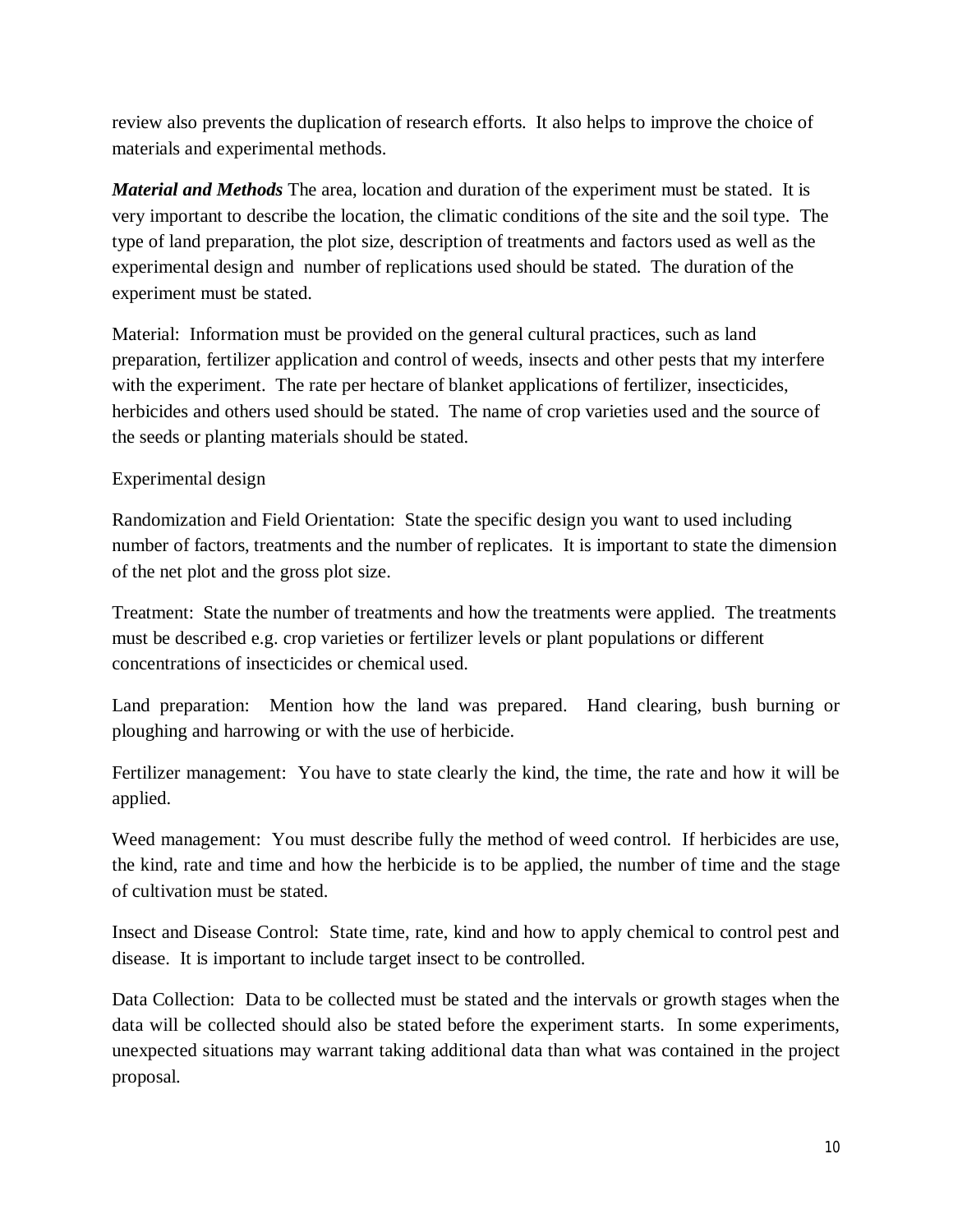review also prevents the duplication of research efforts. It also helps to improve the choice of materials and experimental methods.

***Material and Methods*** The area, location and duration of the experiment must be stated. It is very important to describe the location, the climatic conditions of the site and the soil type. The type of land preparation, the plot size, description of treatments and factors used as well as the experimental design and number of replications used should be stated. The duration of the experiment must be stated.

Material: Information must be provided on the general cultural practices, such as land preparation, fertilizer application and control of weeds, insects and other pests that my interfere with the experiment. The rate per hectare of blanket applications of fertilizer, insecticides, herbicides and others used should be stated. The name of crop varieties used and the source of the seeds or planting materials should be stated.

Experimental design

Randomization and Field Orientation: State the specific design you want to used including number of factors, treatments and the number of replicates. It is important to state the dimension of the net plot and the gross plot size.

Treatment: State the number of treatments and how the treatments were applied. The treatments must be described e.g. crop varieties or fertilizer levels or plant populations or different concentrations of insecticides or chemical used.

Land preparation: Mention how the land was prepared. Hand clearing, bush burning or ploughing and harrowing or with the use of herbicide.

Fertilizer management: You have to state clearly the kind, the time, the rate and how it will be applied.

Weed management: You must describe fully the method of weed control. If herbicides are use, the kind, rate and time and how the herbicide is to be applied, the number of time and the stage of cultivation must be stated.

Insect and Disease Control: State time, rate, kind and how to apply chemical to control pest and disease. It is important to include target insect to be controlled.

Data Collection: Data to be collected must be stated and the intervals or growth stages when the data will be collected should also be stated before the experiment starts. In some experiments, unexpected situations may warrant taking additional data than what was contained in the project proposal.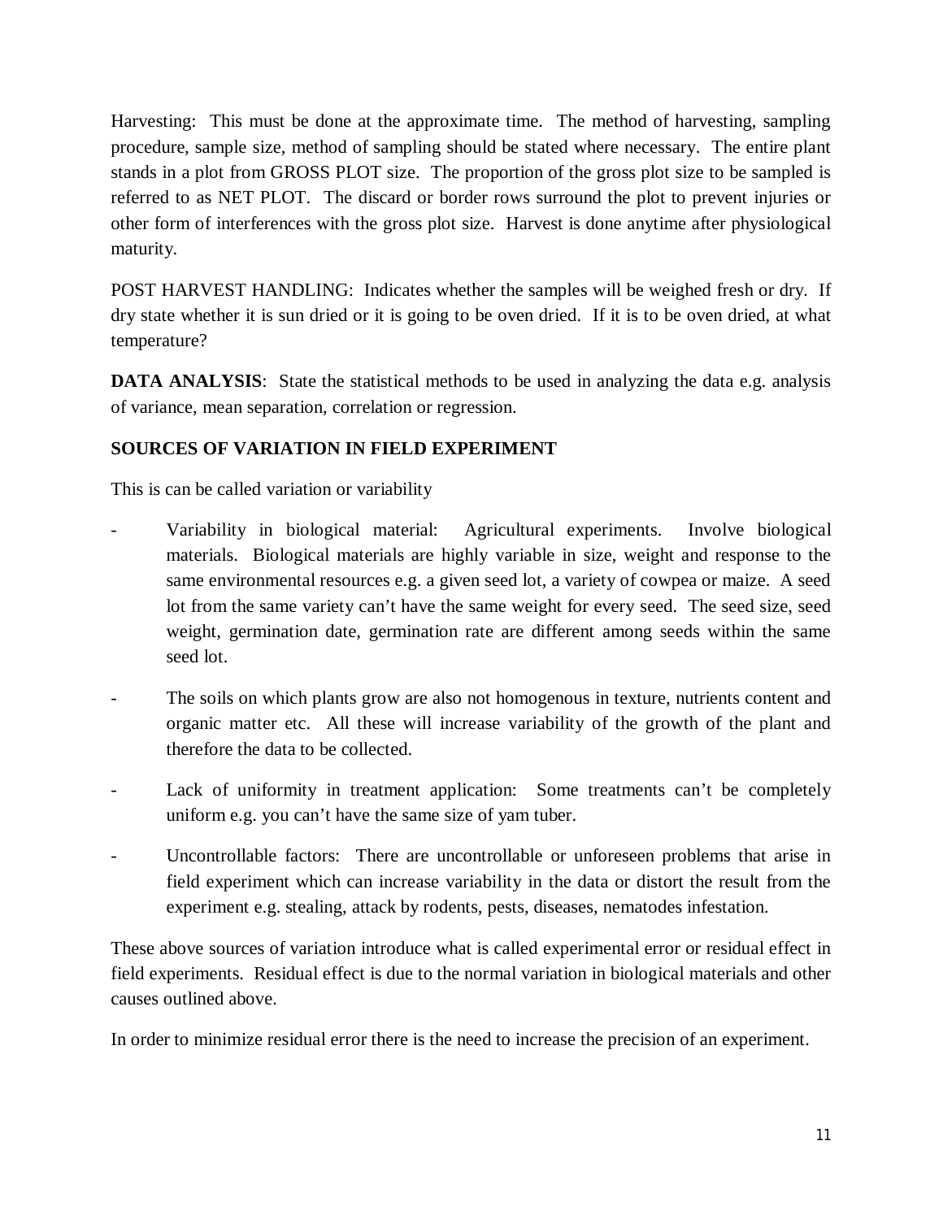Harvesting: This must be done at the approximate time. The method of harvesting, sampling procedure, sample size, method of sampling should be stated where necessary. The entire plant stands in a plot from GROSS PLOT size. The proportion of the gross plot size to be sampled is referred to as NET PLOT. The discard or border rows surround the plot to prevent injuries or other form of interferences with the gross plot size. Harvest is done anytime after physiological maturity.

POST HARVEST HANDLING: Indicates whether the samples will be weighed fresh or dry. If dry state whether it is sun dried or it is going to be oven dried. If it is to be oven dried, at what temperature?

**DATA ANALYSIS**: State the statistical methods to be used in analyzing the data e.g. analysis of variance, mean separation, correlation or regression.

**SOURCES OF VARIATION IN FIELD EXPERIMENT**

This is can be called variation or variability

- Variability in biological material: Agricultural experiments. Involve biological materials. Biological materials are highly variable in size, weight and response to the same environmental resources e.g. a given seed lot, a variety of cowpea or maize. A seed lot from the same variety can't have the same weight for every seed. The seed size, seed weight, germination date, germination rate are different among seeds within the same seed lot.
- The soils on which plants grow are also not homogenous in texture, nutrients content and organic matter etc. All these will increase variability of the growth of the plant and therefore the data to be collected.
- Lack of uniformity in treatment application: Some treatments can't be completely uniform e.g. you can't have the same size of yam tuber.
- Uncontrollable factors: There are uncontrollable or unforeseen problems that arise in field experiment which can increase variability in the data or distort the result from the experiment e.g. stealing, attack by rodents, pests, diseases, nematodes infestation.

These above sources of variation introduce what is called experimental error or residual effect in field experiments. Residual effect is due to the normal variation in biological materials and other causes outlined above.

In order to minimize residual error there is the need to increase the precision of an experiment.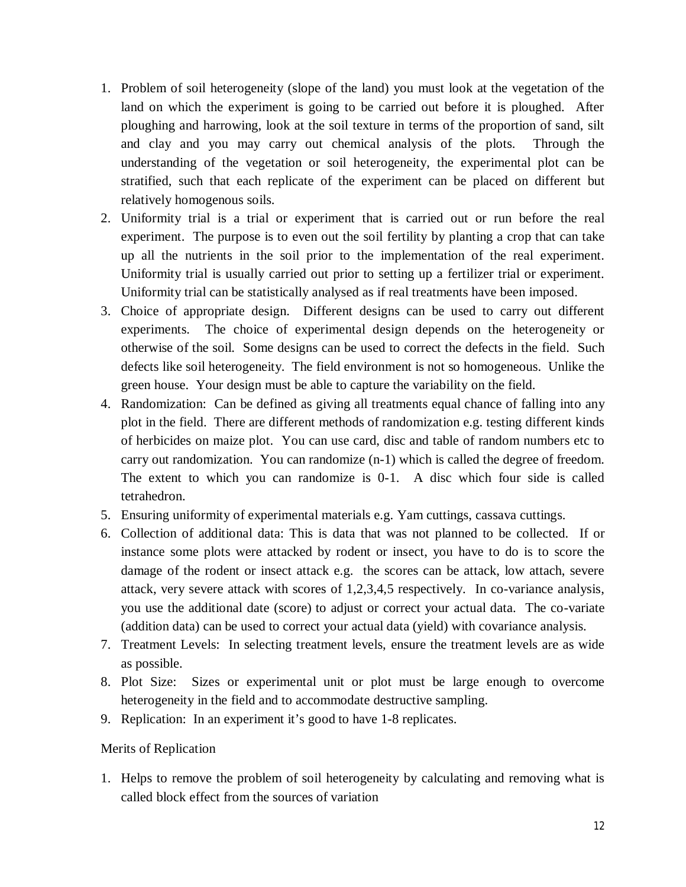1. Problem of soil heterogeneity (slope of the land) you must look at the vegetation of the land on which the experiment is going to be carried out before it is ploughed. After ploughing and harrowing, look at the soil texture in terms of the proportion of sand, silt and clay and you may carry out chemical analysis of the plots. Through the understanding of the vegetation or soil heterogeneity, the experimental plot can be stratified, such that each replicate of the experiment can be placed on different but relatively homogenous soils.
2. Uniformity trial is a trial or experiment that is carried out or run before the real experiment. The purpose is to even out the soil fertility by planting a crop that can take up all the nutrients in the soil prior to the implementation of the real experiment. Uniformity trial is usually carried out prior to setting up a fertilizer trial or experiment. Uniformity trial can be statistically analysed as if real treatments have been imposed.
3. Choice of appropriate design. Different designs can be used to carry out different experiments. The choice of experimental design depends on the heterogeneity or otherwise of the soil. Some designs can be used to correct the defects in the field. Such defects like soil heterogeneity. The field environment is not so homogeneous. Unlike the green house. Your design must be able to capture the variability on the field.
4. Randomization: Can be defined as giving all treatments equal chance of falling into any plot in the field. There are different methods of randomization e.g. testing different kinds of herbicides on maize plot. You can use card, disc and table of random numbers etc to carry out randomization. You can randomize (n-1) which is called the degree of freedom. The extent to which you can randomize is 0-1. A disc which four side is called tetrahedron.
5. Ensuring uniformity of experimental materials e.g. Yam cuttings, cassava cuttings.
6. Collection of additional data: This is data that was not planned to be collected. If or instance some plots were attacked by rodent or insect, you have to do is to score the damage of the rodent or insect attack e.g. the scores can be attack, low attach, severe attack, very severe attack with scores of 1,2,3,4,5 respectively. In co-variance analysis, you use the additional date (score) to adjust or correct your actual data. The co-variate (addition data) can be used to correct your actual data (yield) with covariance analysis.
7. Treatment Levels: In selecting treatment levels, ensure the treatment levels are as wide as possible.
8. Plot Size: Sizes or experimental unit or plot must be large enough to overcome heterogeneity in the field and to accommodate destructive sampling.
9. Replication: In an experiment it's good to have 1-8 replicates.

Merits of Replication

1. Helps to remove the problem of soil heterogeneity by calculating and removing what is called block effect from the sources of variation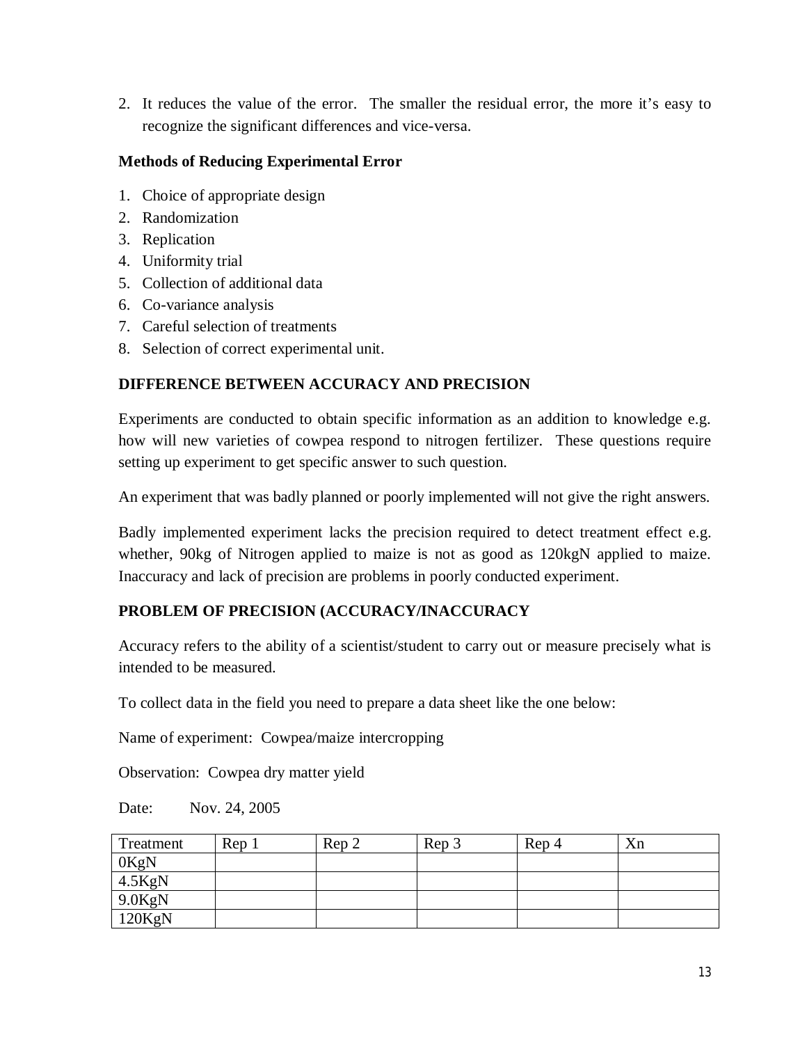2. It reduces the value of the error. The smaller the residual error, the more it's easy to recognize the significant differences and vice-versa.

**Methods of Reducing Experimental Error**

1. Choice of appropriate design
2. Randomization
3. Replication
4. Uniformity trial
5. Collection of additional data
6. Co-variance analysis
7. Careful selection of treatments
8. Selection of correct experimental unit.

**DIFFERENCE BETWEEN ACCURACY AND PRECISION**

Experiments are conducted to obtain specific information as an addition to knowledge e.g. how will new varieties of cowpea respond to nitrogen fertilizer. These questions require setting up experiment to get specific answer to such question.

An experiment that was badly planned or poorly implemented will not give the right answers.

Badly implemented experiment lacks the precision required to detect treatment effect e.g. whether, 90kg of Nitrogen applied to maize is not as good as 120kgN applied to maize. Inaccuracy and lack of precision are problems in poorly conducted experiment.

**PROBLEM OF PRECISION (ACCURACY/INACCURACY**

Accuracy refers to the ability of a scientist/student to carry out or measure precisely what is intended to be measured.

To collect data in the field you need to prepare a data sheet like the one below:

Name of experiment: Cowpea/maize intercropping

Observation: Cowpea dry matter yield

Date: Nov. 24, 2005

| Treatment | Rep 1 | Rep 2 | Rep 3 | Rep 4 | Xn |
|---|---|---|---|---|---|
| 0KgN | | | | | |
| 4.5KgN | | | | | |
| 9.0KgN | | | | | |
| 120KgN | | | | | |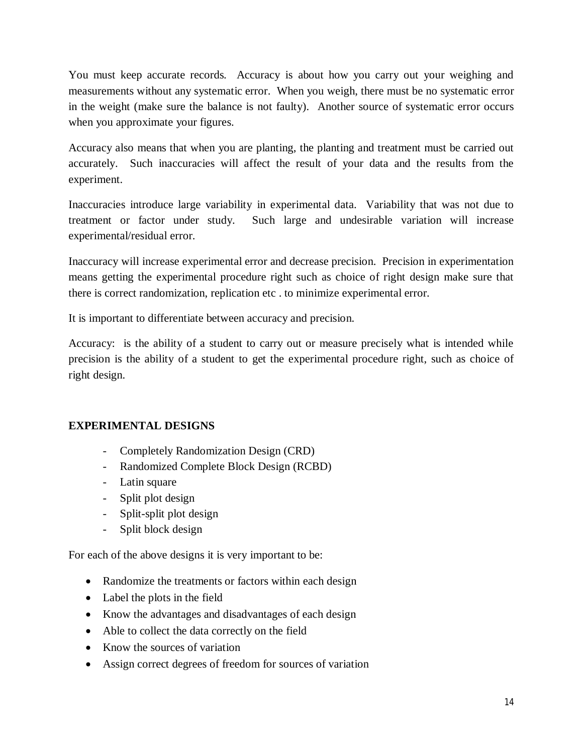You must keep accurate records. Accuracy is about how you carry out your weighing and measurements without any systematic error. When you weigh, there must be no systematic error in the weight (make sure the balance is not faulty). Another source of systematic error occurs when you approximate your figures.

Accuracy also means that when you are planting, the planting and treatment must be carried out accurately. Such inaccuracies will affect the result of your data and the results from the experiment.

Inaccuracies introduce large variability in experimental data. Variability that was not due to treatment or factor under study. Such large and undesirable variation will increase experimental/residual error.

Inaccuracy will increase experimental error and decrease precision. Precision in experimentation means getting the experimental procedure right such as choice of right design make sure that there is correct randomization, replication etc . to minimize experimental error.

It is important to differentiate between accuracy and precision.

Accuracy: is the ability of a student to carry out or measure precisely what is intended while precision is the ability of a student to get the experimental procedure right, such as choice of right design.

**EXPERIMENTAL DESIGNS**

- Completely Randomization Design (CRD)
- Randomized Complete Block Design (RCBD)
- Latin square
- Split plot design
- Split-split plot design
- Split block design

For each of the above designs it is very important to be:

- Randomize the treatments or factors within each design
- Label the plots in the field
- Know the advantages and disadvantages of each design
- Able to collect the data correctly on the field
- Know the sources of variation
- Assign correct degrees of freedom for sources of variation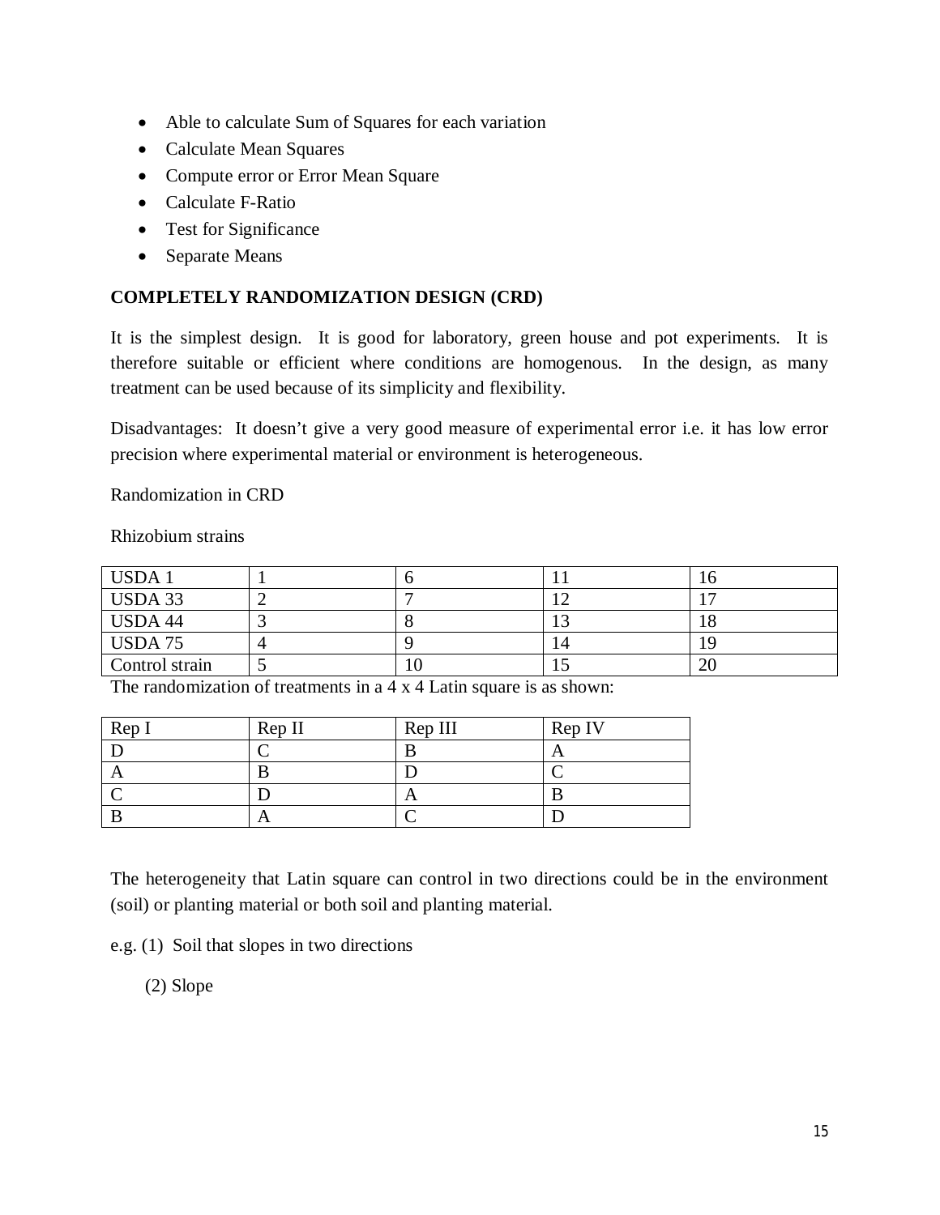- Able to calculate Sum of Squares for each variation
- Calculate Mean Squares
- Compute error or Error Mean Square
- Calculate F-Ratio
- Test for Significance
- Separate Means

**COMPLETELY RANDOMIZATION DESIGN (CRD)**

It is the simplest design. It is good for laboratory, green house and pot experiments. It is therefore suitable or efficient where conditions are homogenous. In the design, as many treatment can be used because of its simplicity and flexibility.

Disadvantages: It doesn't give a very good measure of experimental error i.e. it has low error precision where experimental material or environment is heterogeneous.

Randomization in CRD

Rhizobium strains

| | | | | |
|---|---|---|---|---|
| USDA 1 | 1 | 6 | 11 | 16 |
| USDA 33 | 2 | 7 | 12 | 17 |
| USDA 44 | 3 | 8 | 13 | 18 |
| USDA 75 | 4 | 9 | 14 | 19 |
| Control strain | 5 | 10 | 15 | 20 |

The randomization of treatments in a 4 x 4 Latin square is as shown:

| Rep I | Rep II | Rep III | Rep IV |
|---|---|---|---|
| D | C | B | A |
| A | B | D | C |
| C | D | A | B |
| B | A | C | D |

The heterogeneity that Latin square can control in two directions could be in the environment (soil) or planting material or both soil and planting material.

e.g. (1) Soil that slopes in two directions

(2) Slope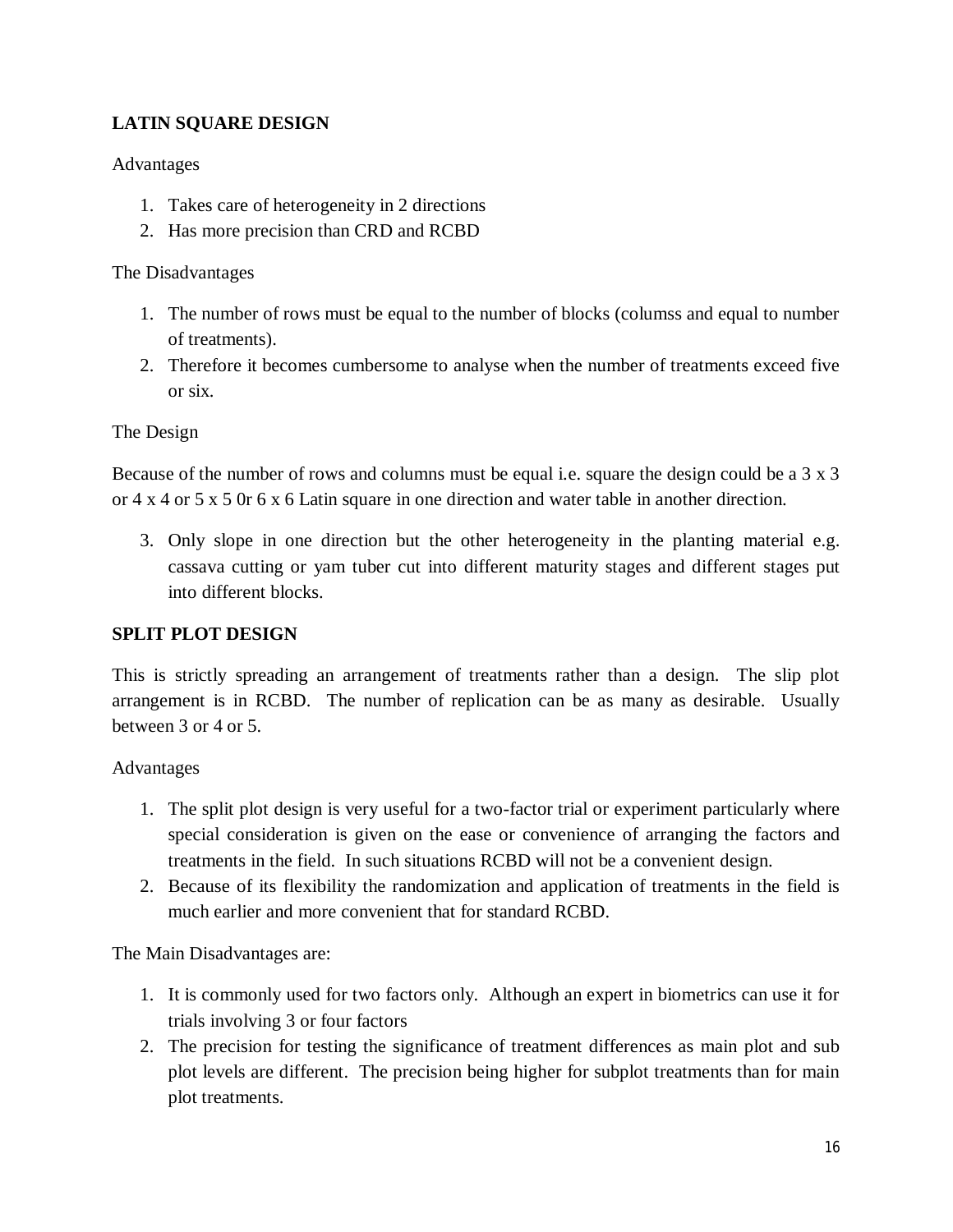**LATIN SQUARE DESIGN**

Advantages

1. Takes care of heterogeneity in 2 directions
2. Has more precision than CRD and RCBD

The Disadvantages

1. The number of rows must be equal to the number of blocks (columss and equal to number of treatments).
2. Therefore it becomes cumbersome to analyse when the number of treatments exceed five or six.

The Design

Because of the number of rows and columns must be equal i.e. square the design could be a 3 x 3 or 4 x 4 or 5 x 5 0r 6 x 6 Latin square in one direction and water table in another direction.

3. Only slope in one direction but the other heterogeneity in the planting material e.g. cassava cutting or yam tuber cut into different maturity stages and different stages put into different blocks.

**SPLIT PLOT DESIGN**

This is strictly spreading an arrangement of treatments rather than a design. The slip plot arrangement is in RCBD. The number of replication can be as many as desirable. Usually between 3 or 4 or 5.

Advantages

1. The split plot design is very useful for a two-factor trial or experiment particularly where special consideration is given on the ease or convenience of arranging the factors and treatments in the field. In such situations RCBD will not be a convenient design.
2. Because of its flexibility the randomization and application of treatments in the field is much earlier and more convenient that for standard RCBD.

The Main Disadvantages are:

1. It is commonly used for two factors only. Although an expert in biometrics can use it for trials involving 3 or four factors
2. The precision for testing the significance of treatment differences as main plot and sub plot levels are different. The precision being higher for subplot treatments than for main plot treatments.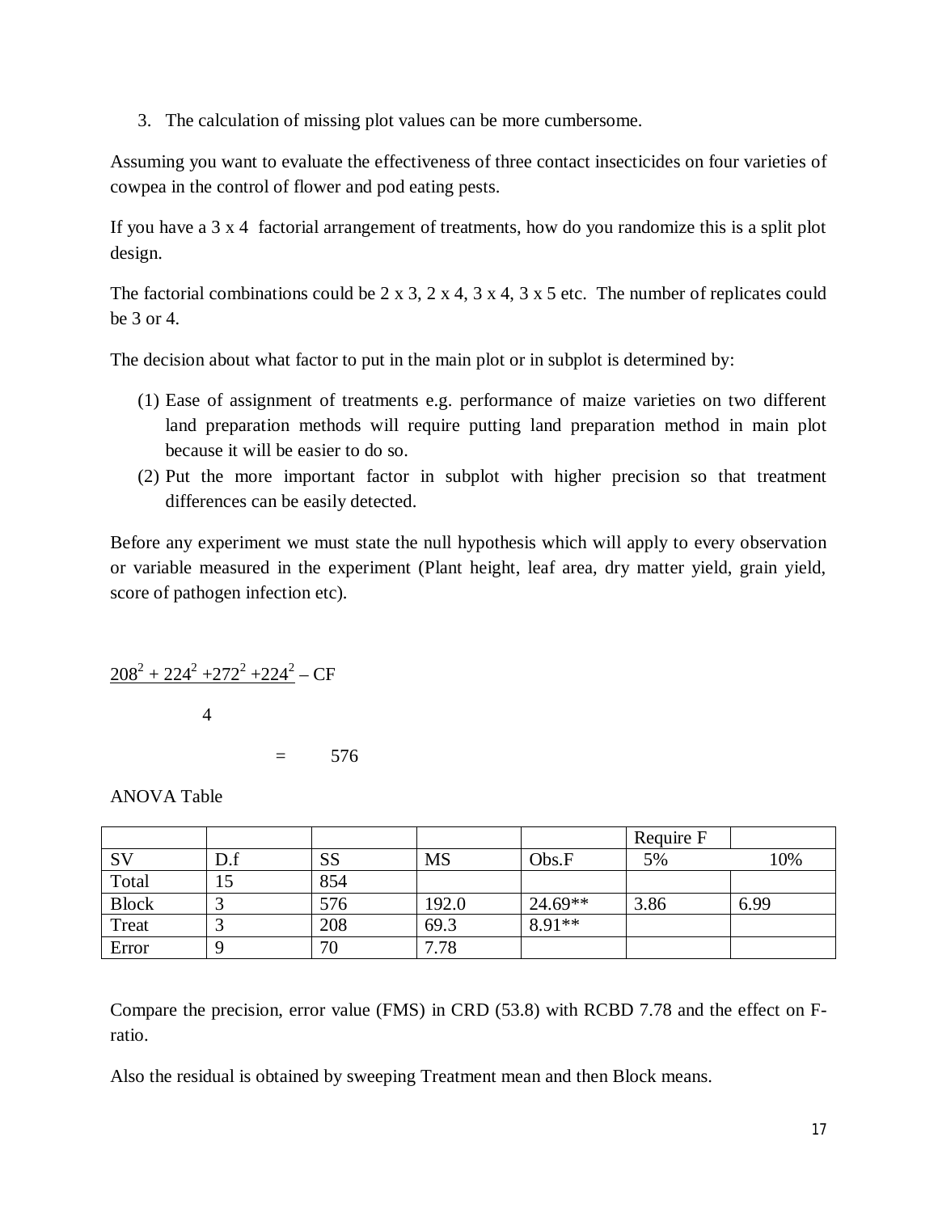3. The calculation of missing plot values can be more cumbersome.

Assuming you want to evaluate the effectiveness of three contact insecticides on four varieties of cowpea in the control of flower and pod eating pests.

If you have a 3 x 4 factorial arrangement of treatments, how do you randomize this is a split plot design.

The factorial combinations could be 2 x 3, 2 x 4, 3 x 4, 3 x 5 etc. The number of replicates could be 3 or 4.

The decision about what factor to put in the main plot or in subplot is determined by:

(1) Ease of assignment of treatments e.g. performance of maize varieties on two different land preparation methods will require putting land preparation method in main plot because it will be easier to do so.

(2) Put the more important factor in subplot with higher precision so that treatment differences can be easily detected.

Before any experiment we must state the null hypothesis which will apply to every observation or variable measured in the experiment (Plant height, leaf area, dry matter yield, grain yield, score of pathogen infection etc).

$$\frac{208^2 + 224^2 + 272^2 + 224^2}{4} - CF$$

$$= 576$$

ANOVA Table

| | | | | | Require F | |
|---|---|---|---|---|---|---|
| SV | D.f | SS | MS | Obs.F | 5% | 10% |
| Total | 15 | 854 | | | | |
| Block | 3 | 576 | 192.0 | 24.69** | 3.86 | 6.99 |
| Treat | 3 | 208 | 69.3 | 8.91** | | |
| Error | 9 | 70 | 7.78 | | | |

Compare the precision, error value (FMS) in CRD (53.8) with RCBD 7.78 and the effect on F-ratio.

Also the residual is obtained by sweeping Treatment mean and then Block means.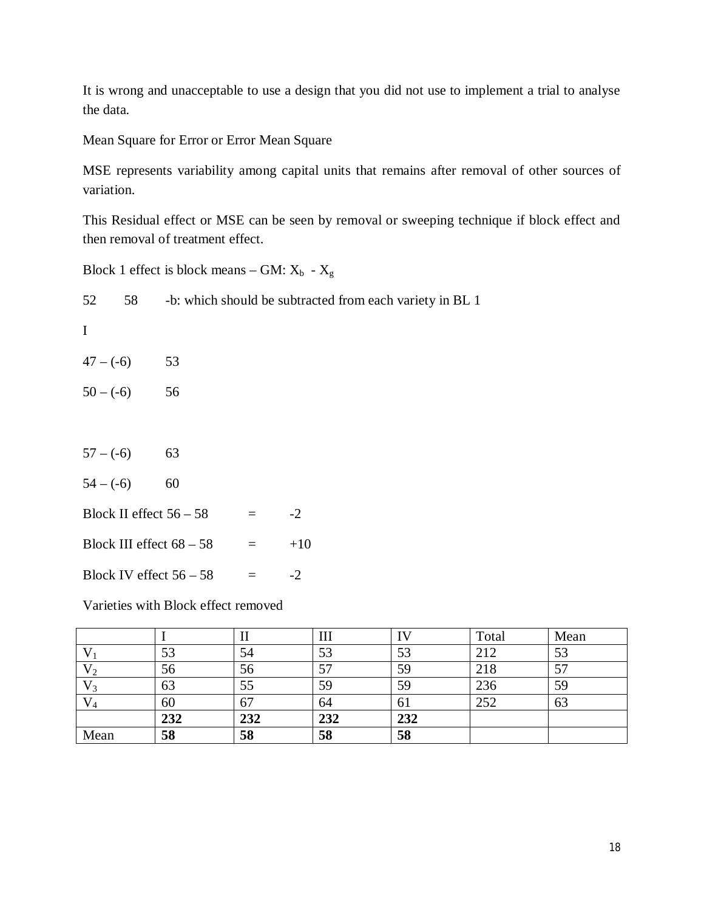It is wrong and unacceptable to use a design that you did not use to implement a trial to analyse the data.

Mean Square for Error or Error Mean Square

MSE represents variability among capital units that remains after removal of other sources of variation.

This Residual effect or MSE can be seen by removal or sweeping technique if block effect and then removal of treatment effect.

Block 1 effect is block means – GM: $X_b$ - $X_g$

52 58 -b: which should be subtracted from each variety in BL 1

I

47 – (-6) 53

50 – (-6) 56

57 – (-6) 63

54 – (-6) 60

Block II effect 56 – 58 = -2

Block III effect 68 – 58 = +10

Block IV effect 56 – 58 = -2

Varieties with Block effect removed

| | I | II | III | IV | Total | Mean |
|---|---|---|---|---|---|---|
| $V_1$ | 53 | 54 | 53 | 53 | 212 | 53 |
| $V_2$ | 56 | 56 | 57 | 59 | 218 | 57 |
| $V_3$ | 63 | 55 | 59 | 59 | 236 | 59 |
| $V_4$ | 60 | 67 | 64 | 61 | 252 | 63 |
| | **232** | **232** | **232** | **232** | | |
| Mean | **58** | **58** | **58** | **58** | | |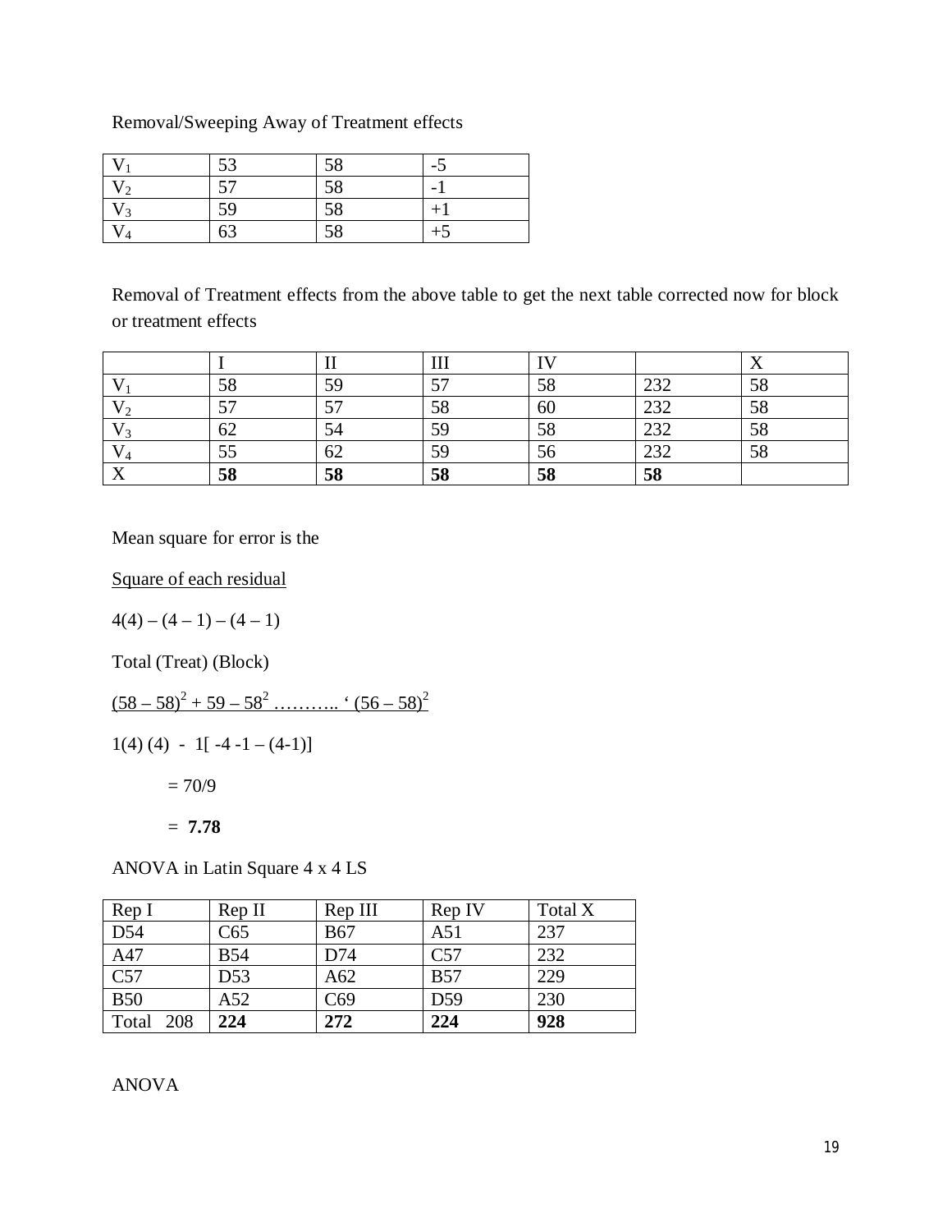Removal/Sweeping Away of Treatment effects

| | | | |
|---|---|---|---|
| $V_1$ | 53 | 58 | -5 |
| $V_2$ | 57 | 58 | -1 |
| $V_3$ | 59 | 58 | +1 |
| $V_4$ | 63 | 58 | +5 |

Removal of Treatment effects from the above table to get the next table corrected now for block or treatment effects

| | I | II | III | IV | | X |
|---|---|---|---|---|---|---|
| $V_1$ | 58 | 59 | 57 | 58 | 232 | 58 |
| $V_2$ | 57 | 57 | 58 | 60 | 232 | 58 |
| $V_3$ | 62 | 54 | 59 | 58 | 232 | 58 |
| $V_4$ | 55 | 62 | 59 | 56 | 232 | 58 |
| X | **58** | **58** | **58** | **58** | **58** | |

Mean square for error is the

Square of each residual

$4(4) - (4-1) - (4-1)$

Total (Treat) (Block)

$(58-58)^2 + 59 - 58^2 \ldots\ldots\ldots\ldots ‘ (56-58)^2$

$1(4)(4) - 1[-4 - 1 - (4-1)]$

$= 70/9$

$=$ **7.78**

ANOVA in Latin Square 4 x 4 LS

| Rep I | Rep II | Rep III | Rep IV | Total X |
|---|---|---|---|---|
| D54 | C65 | B67 | A51 | 237 |
| A47 | B54 | D74 | C57 | 232 |
| C57 | D53 | A62 | B57 | 229 |
| B50 | A52 | C69 | D59 | 230 |
| Total 208 | **224** | **272** | **224** | **928** |

ANOVA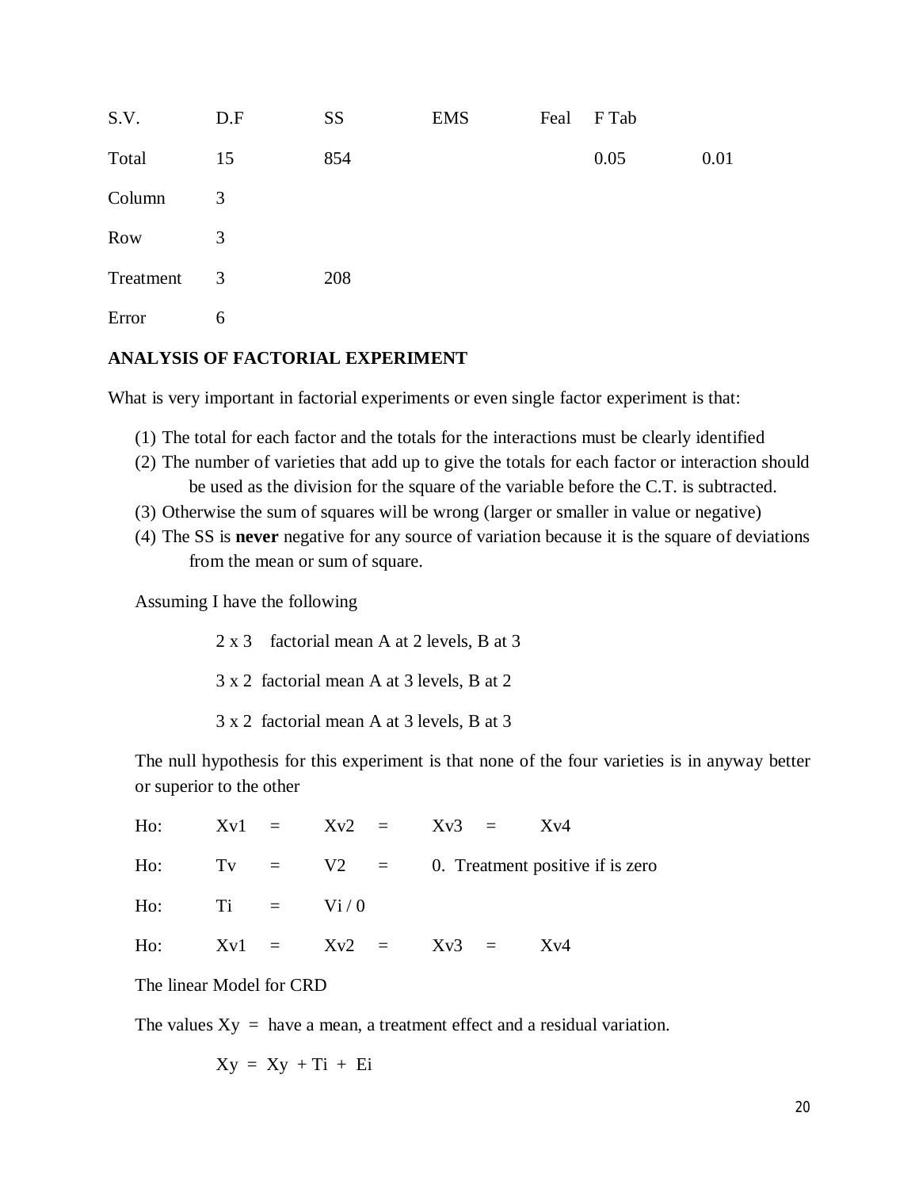| S.V. | D.F | SS | EMS | Feal | F Tab | |
|---|---|---|---|---|---|---|
| Total | 15 | 854 | | | 0.05 | 0.01 |
| Column | 3 | | | | | |
| Row | 3 | | | | | |
| Treatment | 3 | 208 | | | | |
| Error | 6 | | | | | |

**ANALYSIS OF FACTORIAL EXPERIMENT**

What is very important in factorial experiments or even single factor experiment is that:

(1) The total for each factor and the totals for the interactions must be clearly identified
(2) The number of varieties that add up to give the totals for each factor or interaction should be used as the division for the square of the variable before the C.T. is subtracted.
(3) Otherwise the sum of squares will be wrong (larger or smaller in value or negative)
(4) The SS is **never** negative for any source of variation because it is the square of deviations from the mean or sum of square.

Assuming I have the following

2 x 3 factorial mean A at 2 levels, B at 3

3 x 2 factorial mean A at 3 levels, B at 2

3 x 2 factorial mean A at 3 levels, B at 3

The null hypothesis for this experiment is that none of the four varieties is in anyway better or superior to the other

Ho: $Xv1 = Xv2 = Xv3 = Xv4$

Ho: $Tv = V2 = 0$. Treatment positive if is zero

Ho: $Ti = Vi / 0$

Ho: $Xv1 = Xv2 = Xv3 = Xv4$

The linear Model for CRD

The values Xy = have a mean, a treatment effect and a residual variation.

$$Xy = Xy + Ti + Ei$$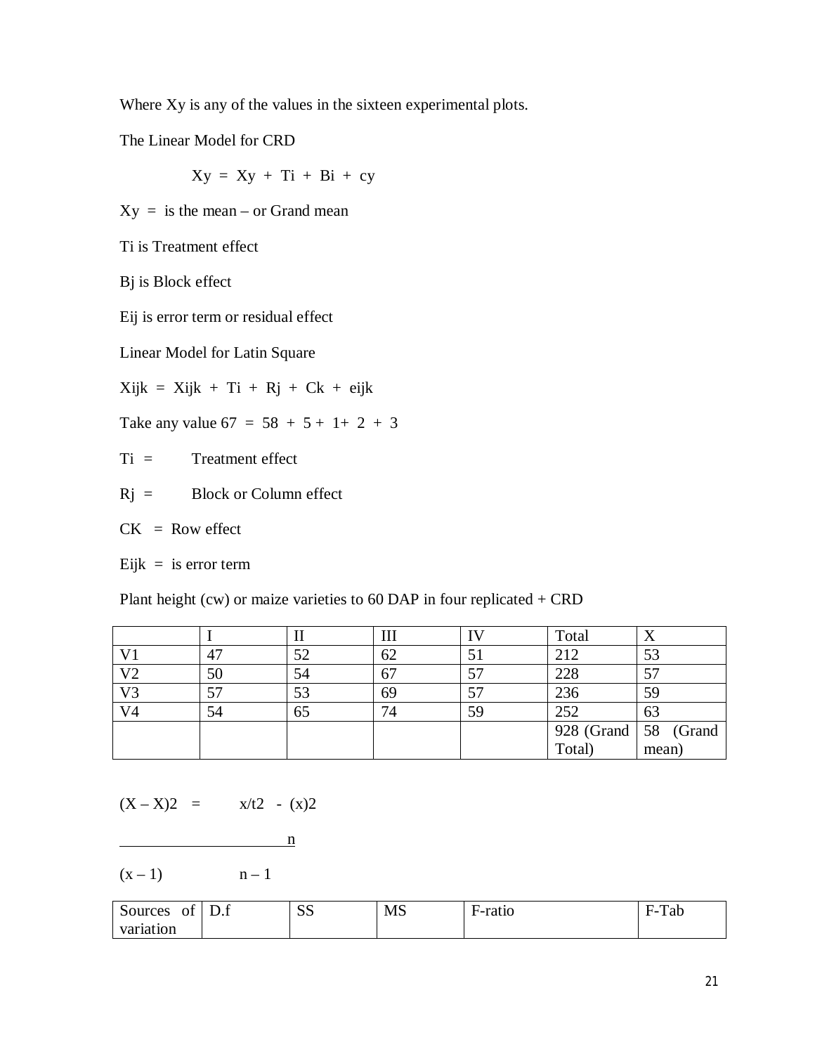Where Xy is any of the values in the sixteen experimental plots.

The Linear Model for CRD

$$Xy = Xy + Ti + Bi + cy$$

$Xy$ = is the mean – or Grand mean

$Ti$ is Treatment effect

$Bj$ is Block effect

$Eij$ is error term or residual effect

Linear Model for Latin Square

$Xijk = Xijk + Ti + Rj + Ck + eijk$

Take any value $67 = 58 + 5 + 1 + 2 + 3$

$Ti$ = Treatment effect

$Rj$ = Block or Column effect

$CK$ = Row effect

$Eijk$ = is error term

Plant height (cw) or maize varieties to 60 DAP in four replicated + CRD

| | I | II | III | IV | Total | X |
|---|---|---|---|---|---|---|
| V1 | 47 | 52 | 62 | 51 | 212 | 53 |
| V2 | 50 | 54 | 67 | 57 | 228 | 57 |
| V3 | 57 | 53 | 69 | 57 | 236 | 59 |
| V4 | 54 | 65 | 74 | 59 | 252 | 63 |
| | | | | | 928 (Grand Total) | 58 (Grand mean) |

$$(X - X)2 = \frac{x/t2 - (x)2}{n}$$

$(x - 1)$ $\quad n - 1$

| Sources of variation | D.f | SS | MS | F-ratio | F-Tab |
|---|---|---|---|---|---|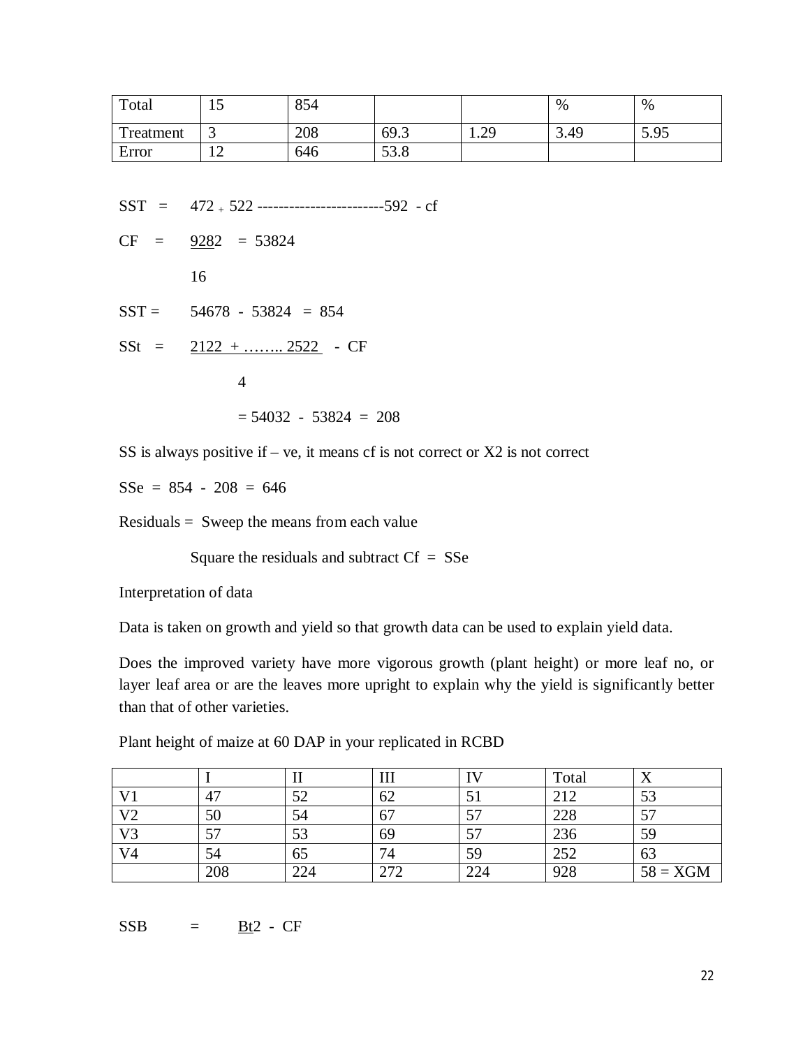| Total | 15 | 854 | | | % | % |
|---|---|---|---|---|---|---|
| Treatment | 3 | 208 | 69.3 | 1.29 | 3.49 | 5.95 |
| Error | 12 | 646 | 53.8 | | | |

SST = $47^2 + 52^2$ ------------------------$59^2$ - cf

CF = $\frac{928^2}{16}$ = 53824

SST = 54678 - 53824 = 854

SSt = $\frac{212^2 + \ldots\ldots 252^2}{4}$ - CF

= 54032 - 53824 = 208

SS is always positive if – ve, it means cf is not correct or X2 is not correct

SSe = 854 - 208 = 646

Residuals = Sweep the means from each value

Square the residuals and subtract Cf = SSe

Interpretation of data

Data is taken on growth and yield so that growth data can be used to explain yield data.

Does the improved variety have more vigorous growth (plant height) or more leaf no, or layer leaf area or are the leaves more upright to explain why the yield is significantly better than that of other varieties.

Plant height of maize at 60 DAP in your replicated in RCBD

| | I | II | III | IV | Total | X |
|---|---|---|---|---|---|---|
| V1 | 47 | 52 | 62 | 51 | 212 | 53 |
| V2 | 50 | 54 | 67 | 57 | 228 | 57 |
| V3 | 57 | 53 | 69 | 57 | 236 | 59 |
| V4 | 54 | 65 | 74 | 59 | 252 | 63 |
| | 208 | 224 | 272 | 224 | 928 | 58 = XGM |

SSB = $\underline{Bt}^2$ - CF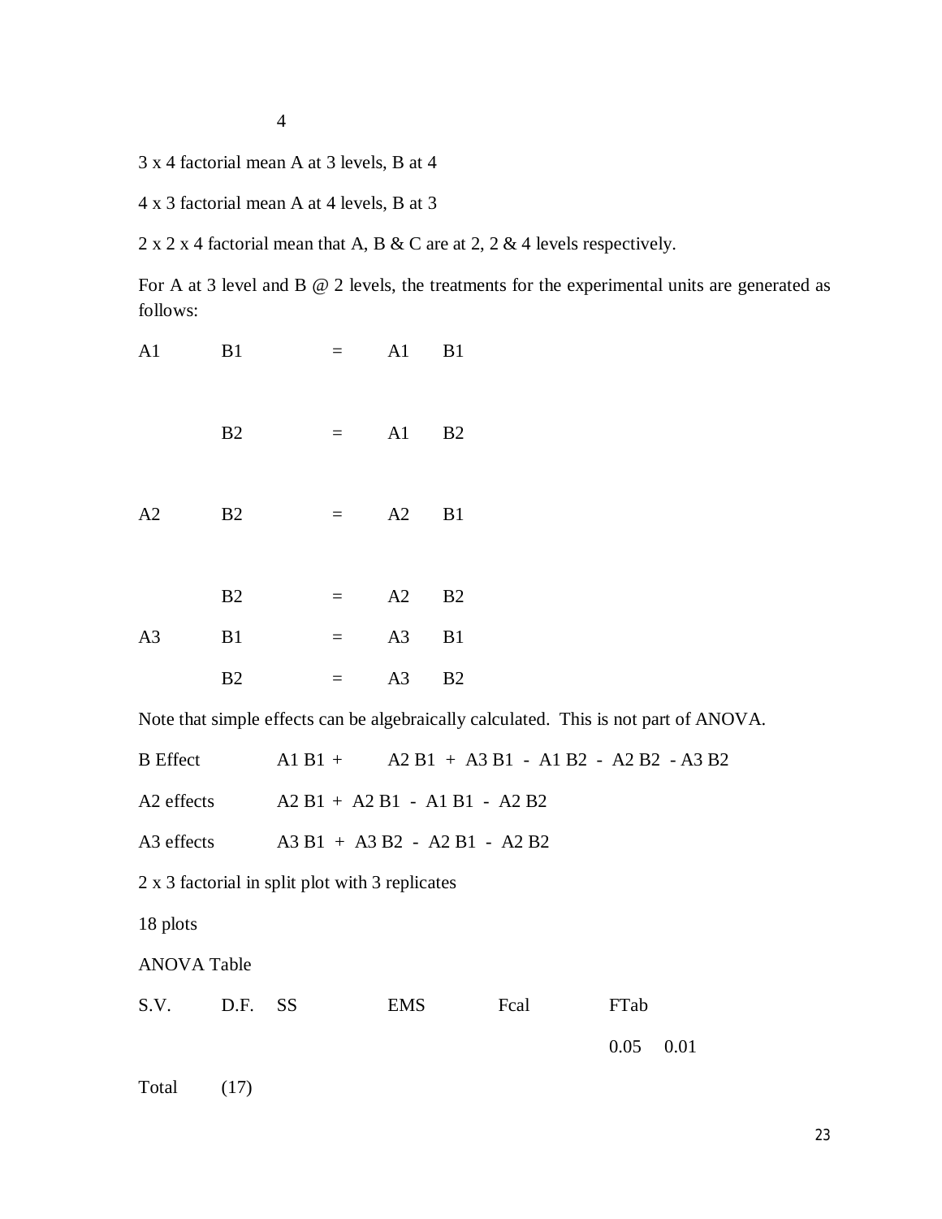4

3 x 4 factorial mean A at 3 levels, B at 4

4 x 3 factorial mean A at 4 levels, B at 3

2 x 2 x 4 factorial mean that A, B & C are at 2, 2 & 4 levels respectively.

For A at 3 level and B @ 2 levels, the treatments for the experimental units are generated as follows:

| | | | |
|---|---|---|---|
| A1 | B1 | = | A1 B1 |
| | B2 | = | A1 B2 |
| A2 | B2 | = | A2 B1 |
| | B2 | = | A2 B2 |
| A3 | B1 | = | A3 B1 |
| | B2 | = | A3 B2 |

Note that simple effects can be algebraically calculated. This is not part of ANOVA.

B Effect    A1 B1 + A2 B1 + A3 B1 - A1 B2 - A2 B2 - A3 B2

A2 effects    A2 B1 + A2 B1 - A1 B1 - A2 B2

A3 effects    A3 B1 + A3 B2 - A2 B1 - A2 B2

2 x 3 factorial in split plot with 3 replicates

18 plots

ANOVA Table

| S.V. | D.F. | SS | EMS | Fcal | FTab | |
|---|---|---|---|---|---|---|
| | | | | | 0.05 | 0.01 |
| Total | (17) | | | | | |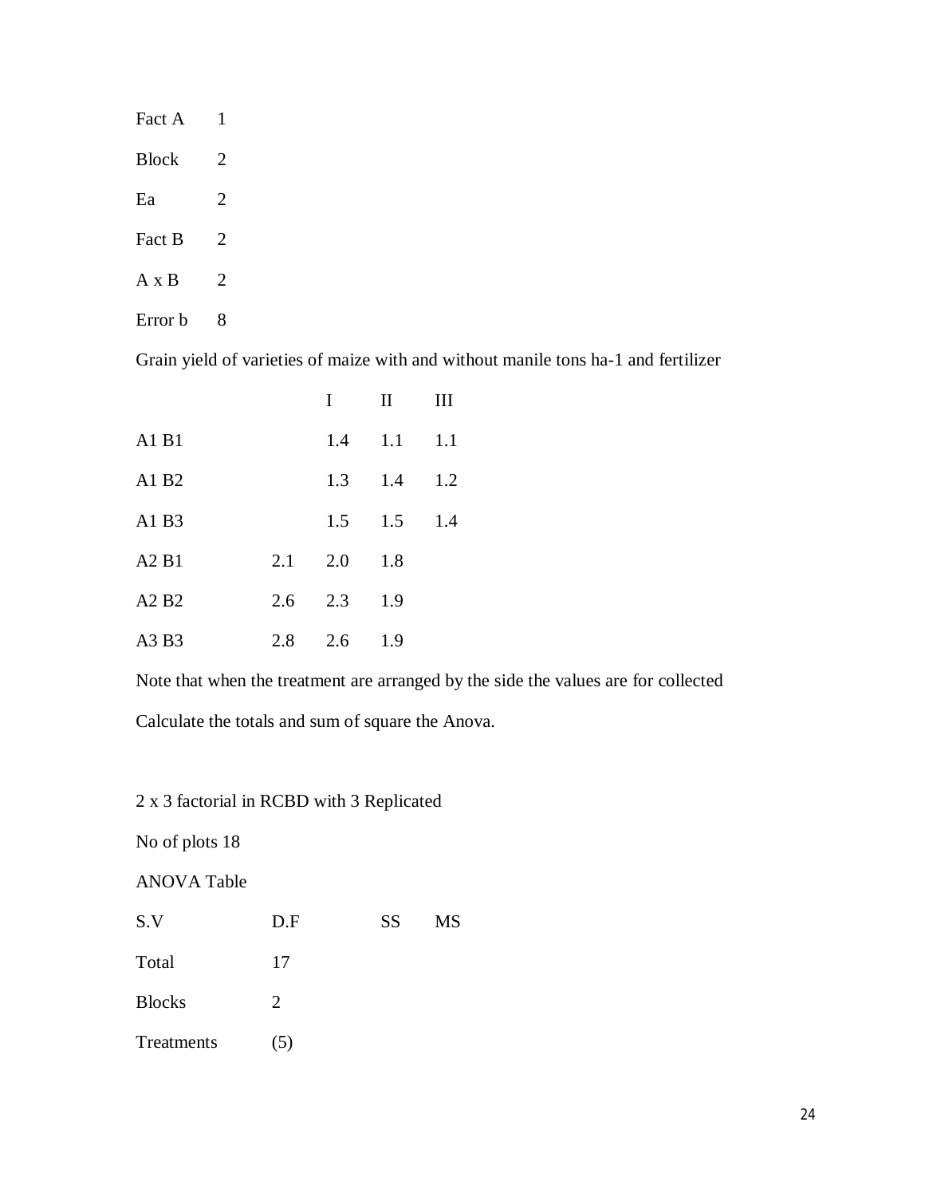Fact A 1

Block 2

Ea 2

Fact B 2

A x B 2

Error b 8

Grain yield of varieties of maize with and without manile tons ha-1 and fertilizer

| | | I | II | III |
|---|---|---|---|---|
| A1 B1 | | 1.4 | 1.1 | 1.1 |
| A1 B2 | | 1.3 | 1.4 | 1.2 |
| A1 B3 | | 1.5 | 1.5 | 1.4 |
| A2 B1 | 2.1 | 2.0 | 1.8 | |
| A2 B2 | 2.6 | 2.3 | 1.9 | |
| A3 B3 | 2.8 | 2.6 | 1.9 | |

Note that when the treatment are arranged by the side the values are for collected

Calculate the totals and sum of square the Anova.

2 x 3 factorial in RCBD with 3 Replicated

No of plots 18

ANOVA Table

| S.V | D.F | SS | MS |
|---|---|---|---|
| Total | 17 | | |
| Blocks | 2 | | |
| Treatments | (5) | | |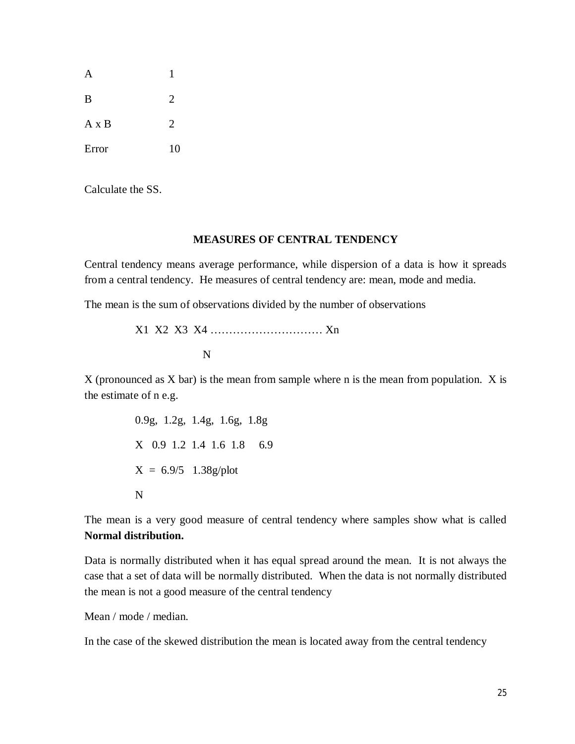| | |
|---|---|
| A | 1 |
| B | 2 |
| A x B | 2 |
| Error | 10 |

Calculate the SS.

## MEASURES OF CENTRAL TENDENCY

Central tendency means average performance, while dispersion of a data is how it spreads from a central tendency. He measures of central tendency are: mean, mode and media.

The mean is the sum of observations divided by the number of observations

$$\frac{X1\ \ X2\ \ X3\ \ X4 \ldots\ldots\ldots\ldots\ldots\ldots\ldots\ldots\ldots\ Xn}{N}$$

X (pronounced as X bar) is the mean from sample where n is the mean from population. X is the estimate of n e.g.

0.9g, 1.2g, 1.4g, 1.6g, 1.8g

X 0.9 1.2 1.4 1.6 1.8 6.9

X = 6.9/5 1.38g/plot

N

The mean is a very good measure of central tendency where samples show what is called **Normal distribution.**

Data is normally distributed when it has equal spread around the mean. It is not always the case that a set of data will be normally distributed. When the data is not normally distributed the mean is not a good measure of the central tendency

Mean / mode / median.

In the case of the skewed distribution the mean is located away from the central tendency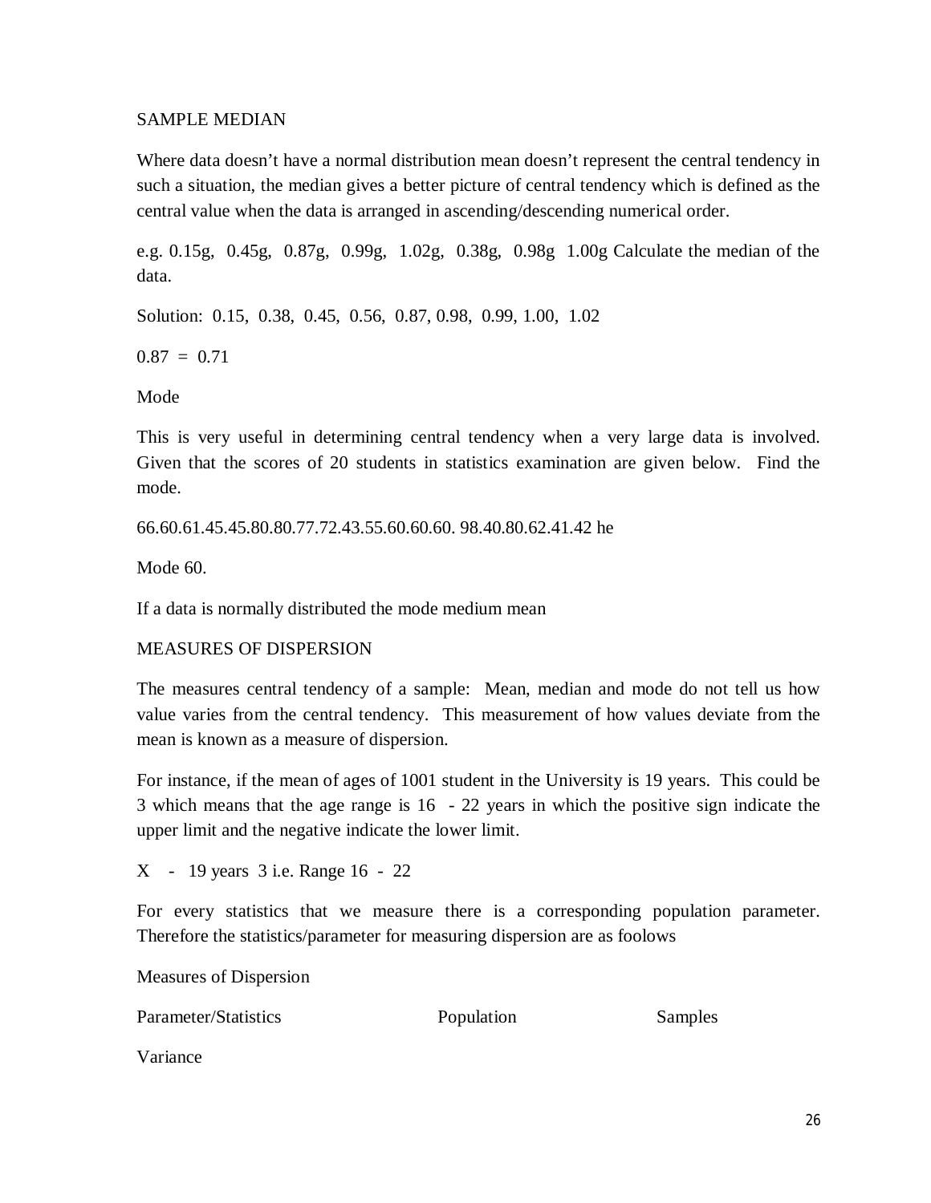SAMPLE MEDIAN

Where data doesn't have a normal distribution mean doesn't represent the central tendency in such a situation, the median gives a better picture of central tendency which is defined as the central value when the data is arranged in ascending/descending numerical order.

e.g. 0.15g, 0.45g, 0.87g, 0.99g, 1.02g, 0.38g, 0.98g 1.00g Calculate the median of the data.

Solution: 0.15, 0.38, 0.45, 0.56, 0.87, 0.98, 0.99, 1.00, 1.02

0.87 = 0.71

Mode

This is very useful in determining central tendency when a very large data is involved. Given that the scores of 20 students in statistics examination are given below. Find the mode.

66.60.61.45.45.80.80.77.72.43.55.60.60.60. 98.40.80.62.41.42 he

Mode 60.

If a data is normally distributed the mode medium mean

MEASURES OF DISPERSION

The measures central tendency of a sample: Mean, median and mode do not tell us how value varies from the central tendency. This measurement of how values deviate from the mean is known as a measure of dispersion.

For instance, if the mean of ages of 1001 student in the University is 19 years. This could be 3 which means that the age range is 16 - 22 years in which the positive sign indicate the upper limit and the negative indicate the lower limit.

X - 19 years 3 i.e. Range 16 - 22

For every statistics that we measure there is a corresponding population parameter. Therefore the statistics/parameter for measuring dispersion are as foolows

Measures of Dispersion

| Parameter/Statistics | Population | Samples |
| --- | --- | --- |
| Variance | | |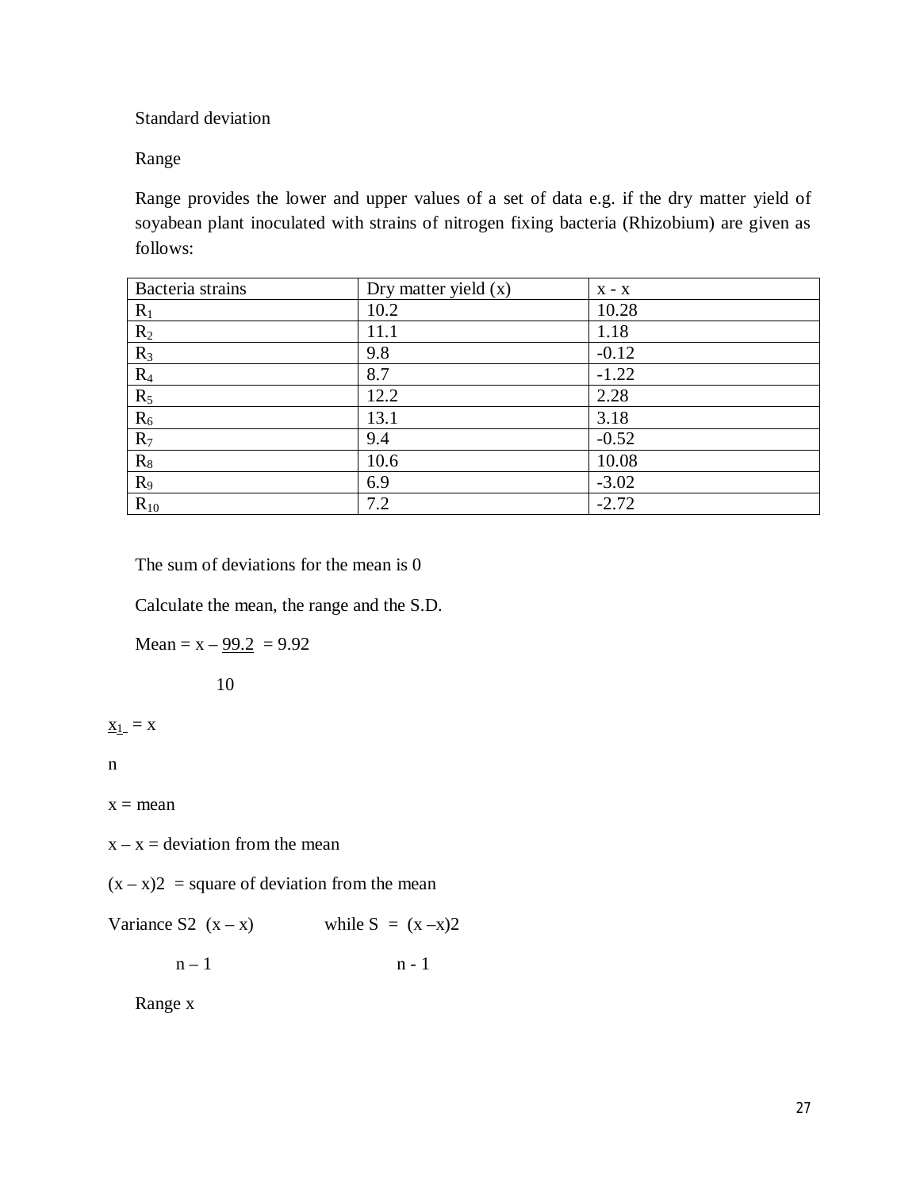Standard deviation

Range

Range provides the lower and upper values of a set of data e.g. if the dry matter yield of soyabean plant inoculated with strains of nitrogen fixing bacteria (Rhizobium) are given as follows:

| Bacteria strains | Dry matter yield (x) | x - x |
|---|---|---|
| $R_1$ | 10.2 | 10.28 |
| $R_2$ | 11.1 | 1.18 |
| $R_3$ | 9.8 | -0.12 |
| $R_4$ | 8.7 | -1.22 |
| $R_5$ | 12.2 | 2.28 |
| $R_6$ | 13.1 | 3.18 |
| $R_7$ | 9.4 | -0.52 |
| $R_8$ | 10.6 | 10.08 |
| $R_9$ | 6.9 | -3.02 |
| $R_{10}$ | 7.2 | -2.72 |

The sum of deviations for the mean is 0

Calculate the mean, the range and the S.D.

$$\text{Mean} = x - \frac{99.2}{10} = 9.92$$

$$\frac{x_1}{n} = x$$

x = mean

x – x = deviation from the mean

$(x - x)^2$ = square of deviation from the mean

$$\text{Variance } S^2 \ \frac{(x - x)}{n - 1} \qquad \text{while } S = \frac{(x - x)^2}{n - 1}$$

Range x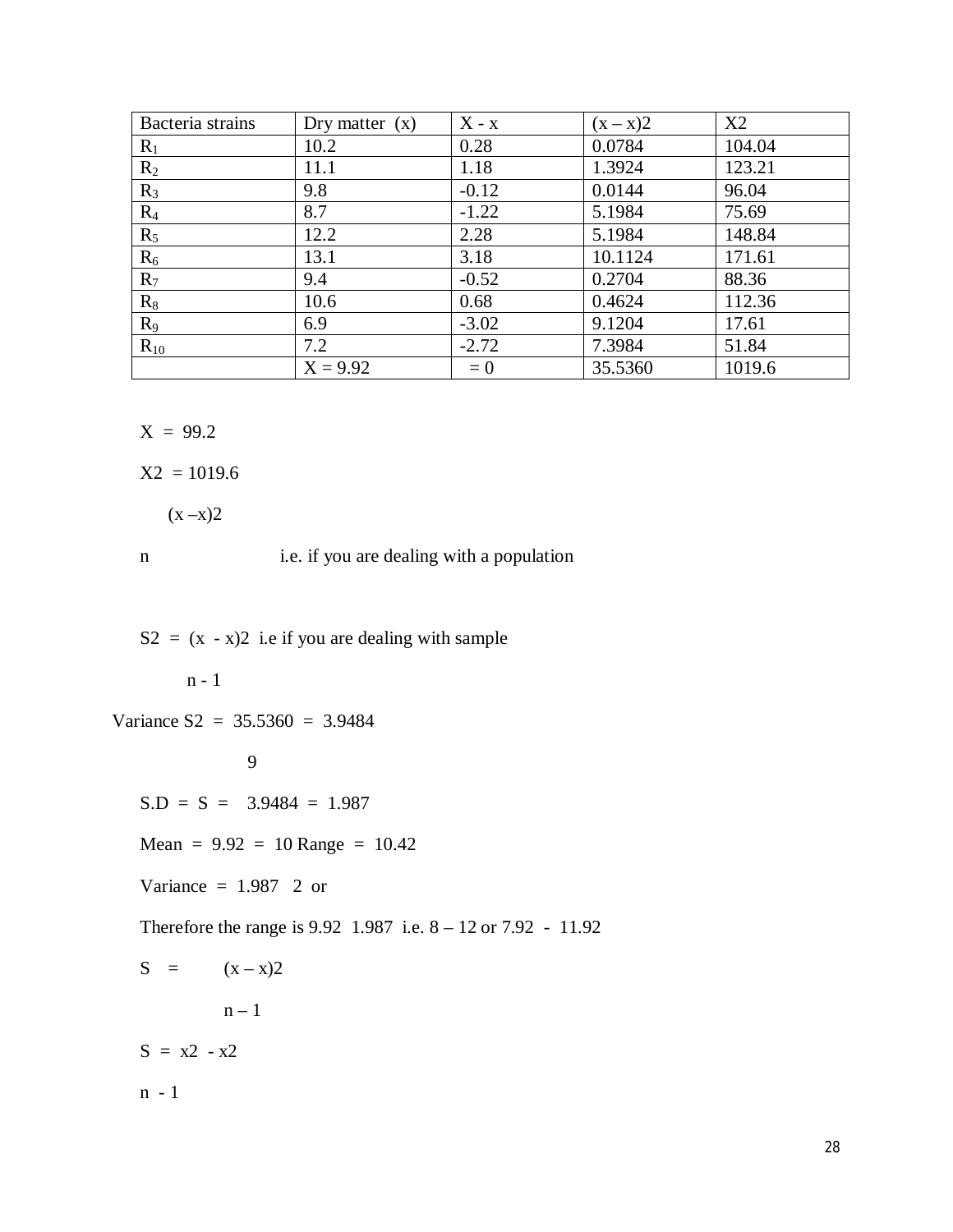| Bacteria strains | Dry matter (x) | X - x | (x – x)2 | X2 |
|---|---|---|---|---|
| $R_1$ | 10.2 | 0.28 | 0.0784 | 104.04 |
| $R_2$ | 11.1 | 1.18 | 1.3924 | 123.21 |
| $R_3$ | 9.8 | -0.12 | 0.0144 | 96.04 |
| $R_4$ | 8.7 | -1.22 | 5.1984 | 75.69 |
| $R_5$ | 12.2 | 2.28 | 5.1984 | 148.84 |
| $R_6$ | 13.1 | 3.18 | 10.1124 | 171.61 |
| $R_7$ | 9.4 | -0.52 | 0.2704 | 88.36 |
| $R_8$ | 10.6 | 0.68 | 0.4624 | 112.36 |
| $R_9$ | 6.9 | -3.02 | 9.1204 | 17.61 |
| $R_{10}$ | 7.2 | -2.72 | 7.3984 | 51.84 |
| | X = 9.92 | = 0 | 35.5360 | 1019.6 |

X = 99.2

X2 = 1019.6

(x –x)2

n i.e. if you are dealing with a population

S2 = (x - x)2 i.e if you are dealing with sample

n - 1

Variance S2 = 35.5360 = 3.9484

9

S.D = S = 3.9484 = 1.987

Mean = 9.92 = 10 Range = 10.42

Variance = 1.987 2 or

Therefore the range is 9.92 1.987 i.e. 8 – 12 or 7.92 - 11.92

S = (x – x)2

n – 1

S = x2 - x2

n - 1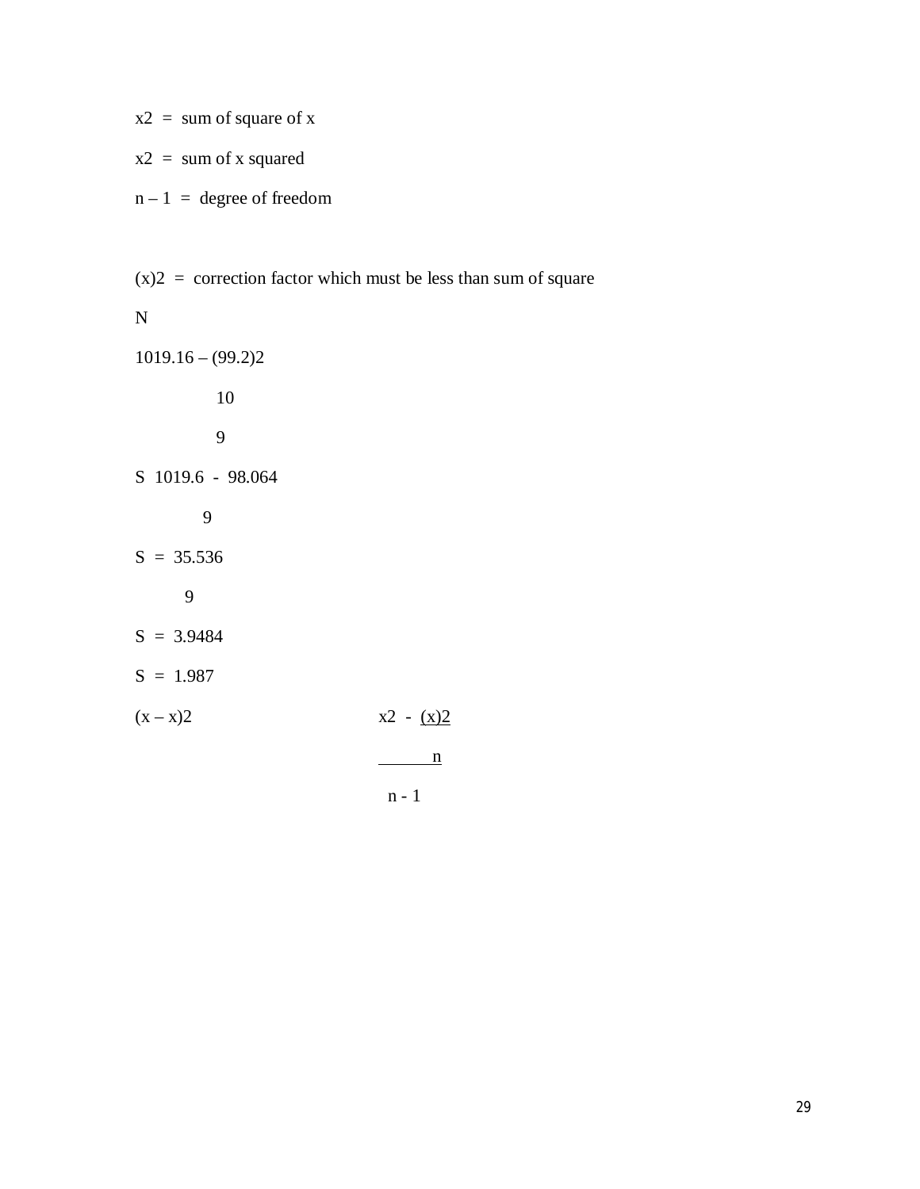$x^2$ = sum of square of x

$x^2$ = sum of x squared

n – 1 = degree of freedom

$(x)^2$ = correction factor which must be less than sum of square

N

$1019.16 - (99.2)^2$

10

9

S 1019.6 - 98.064

9

S = 35.536

9

S = 3.9484

S = 1.987

$(x - x)^2$ $$\frac{x^2 - \frac{(x)^2}{n}}{n - 1}$$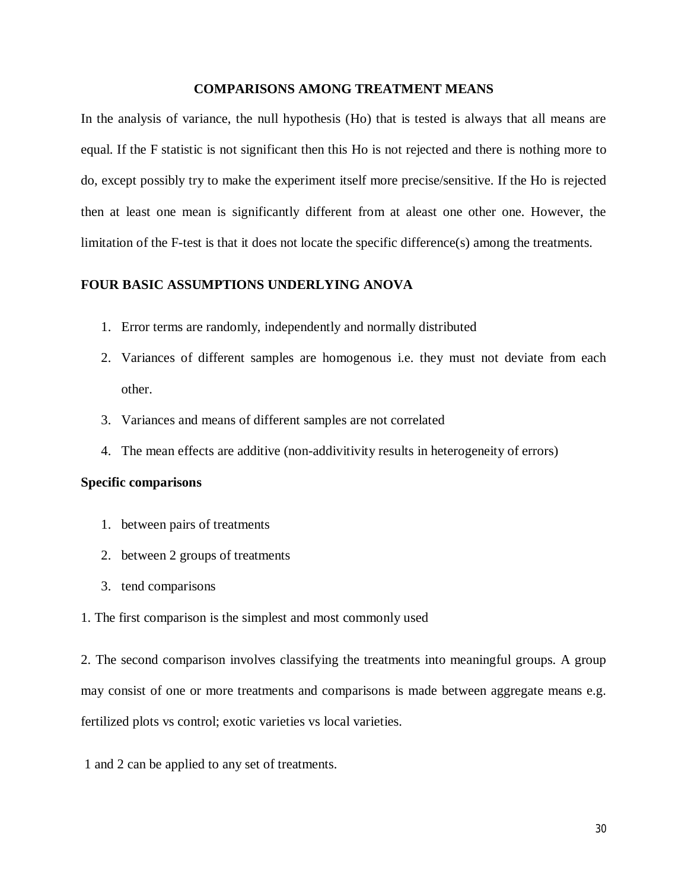## COMPARISONS AMONG TREATMENT MEANS

In the analysis of variance, the null hypothesis (Ho) that is tested is always that all means are equal. If the F statistic is not significant then this Ho is not rejected and there is nothing more to do, except possibly try to make the experiment itself more precise/sensitive. If the Ho is rejected then at least one mean is significantly different from at aleast one other one. However, the limitation of the F-test is that it does not locate the specific difference(s) among the treatments.

### FOUR BASIC ASSUMPTIONS UNDERLYING ANOVA

1. Error terms are randomly, independently and normally distributed
2. Variances of different samples are homogenous i.e. they must not deviate from each other.
3. Variances and means of different samples are not correlated
4. The mean effects are additive (non-addivitivity results in heterogeneity of errors)

**Specific comparisons**

1. between pairs of treatments
2. between 2 groups of treatments
3. tend comparisons

1. The first comparison is the simplest and most commonly used

2. The second comparison involves classifying the treatments into meaningful groups. A group may consist of one or more treatments and comparisons is made between aggregate means e.g. fertilized plots vs control; exotic varieties vs local varieties.

1 and 2 can be applied to any set of treatments.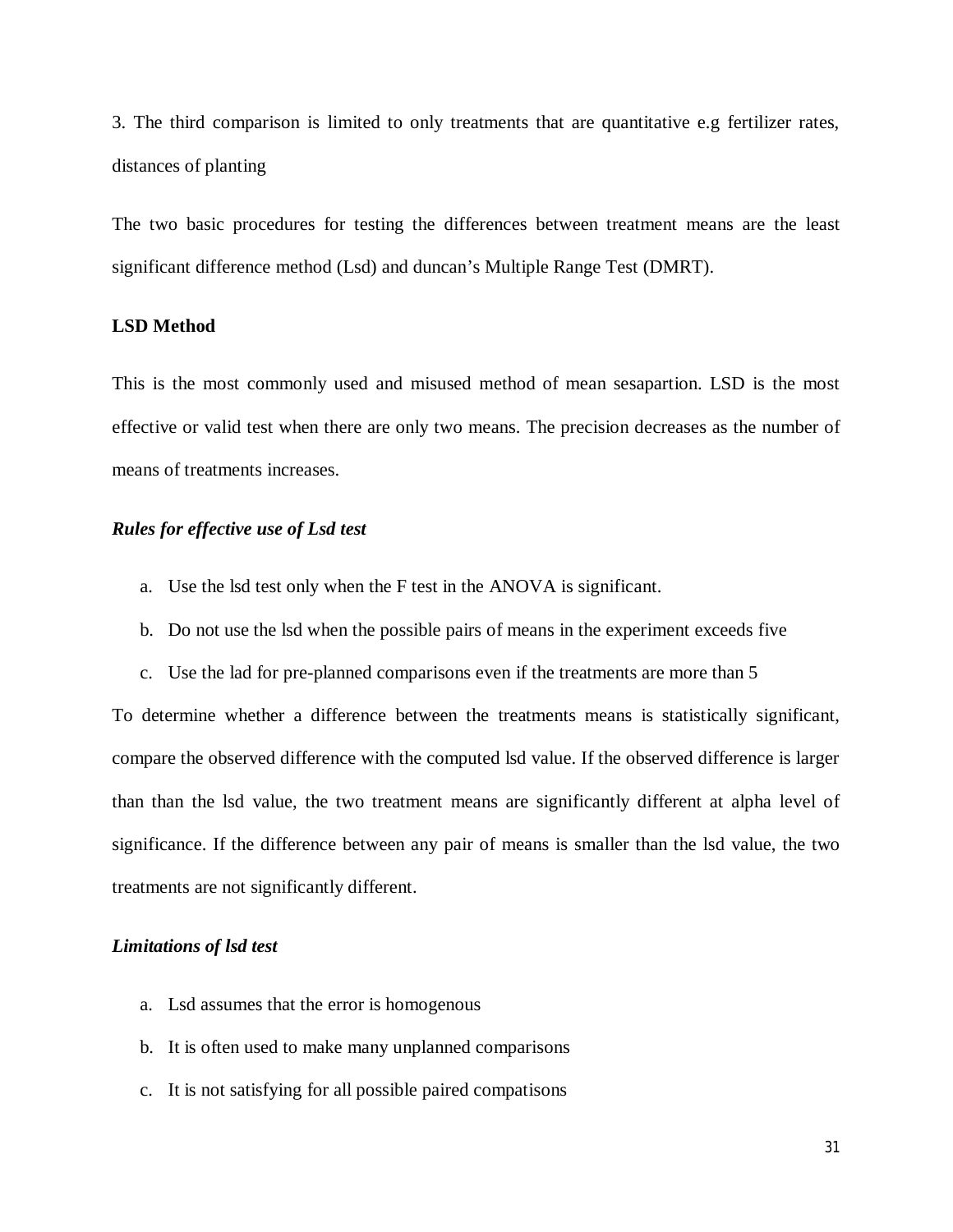3. The third comparison is limited to only treatments that are quantitative e.g fertilizer rates, distances of planting

The two basic procedures for testing the differences between treatment means are the least significant difference method (Lsd) and duncan's Multiple Range Test (DMRT).

**LSD Method**

This is the most commonly used and misused method of mean sesapartion. LSD is the most effective or valid test when there are only two means. The precision decreases as the number of means of treatments increases.

***Rules for effective use of Lsd test***

a. Use the lsd test only when the F test in the ANOVA is significant.
b. Do not use the lsd when the possible pairs of means in the experiment exceeds five
c. Use the lad for pre-planned comparisons even if the treatments are more than 5

To determine whether a difference between the treatments means is statistically significant, compare the observed difference with the computed lsd value. If the observed difference is larger than than the lsd value, the two treatment means are significantly different at alpha level of significance. If the difference between any pair of means is smaller than the lsd value, the two treatments are not significantly different.

***Limitations of lsd test***

a. Lsd assumes that the error is homogenous
b. It is often used to make many unplanned comparisons
c. It is not satisfying for all possible paired compatisons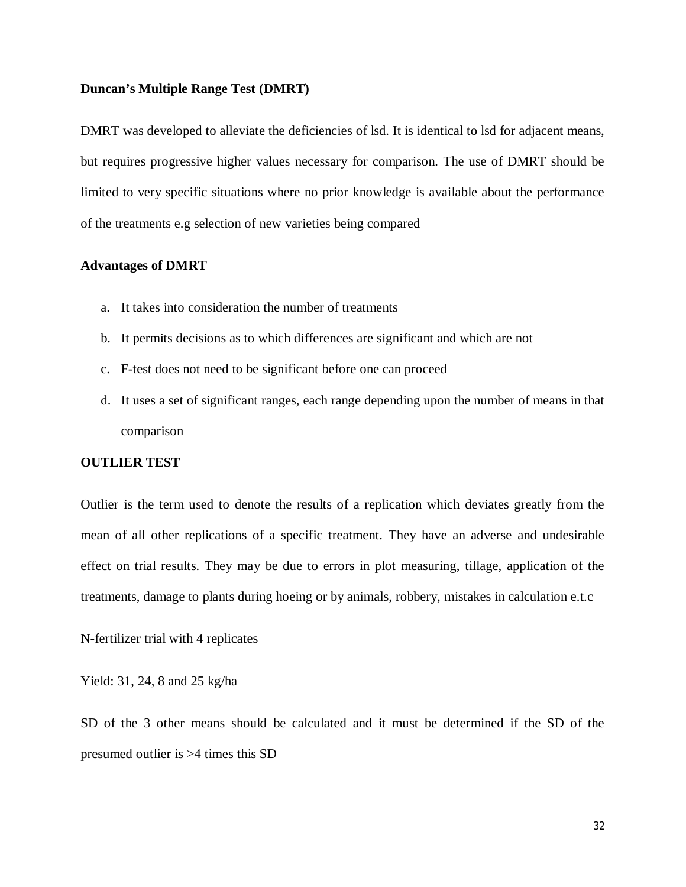**Duncan's Multiple Range Test (DMRT)**

DMRT was developed to alleviate the deficiencies of lsd. It is identical to lsd for adjacent means, but requires progressive higher values necessary for comparison. The use of DMRT should be limited to very specific situations where no prior knowledge is available about the performance of the treatments e.g selection of new varieties being compared

**Advantages of DMRT**

a. It takes into consideration the number of treatments
b. It permits decisions as to which differences are significant and which are not
c. F-test does not need to be significant before one can proceed
d. It uses a set of significant ranges, each range depending upon the number of means in that comparison

**OUTLIER TEST**

Outlier is the term used to denote the results of a replication which deviates greatly from the mean of all other replications of a specific treatment. They have an adverse and undesirable effect on trial results. They may be due to errors in plot measuring, tillage, application of the treatments, damage to plants during hoeing or by animals, robbery, mistakes in calculation e.t.c

N-fertilizer trial with 4 replicates

Yield: 31, 24, 8 and 25 kg/ha

SD of the 3 other means should be calculated and it must be determined if the SD of the presumed outlier is >4 times this SD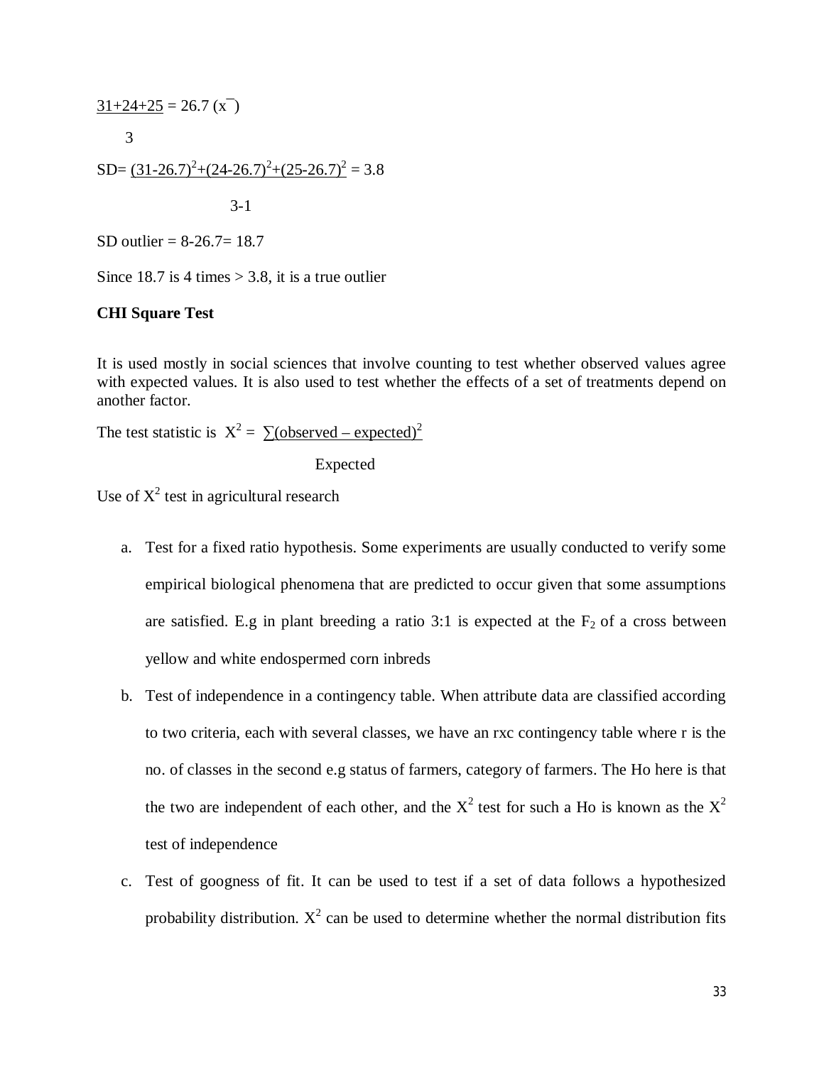$$\frac{31+24+25}{3} = 26.7\ (\bar{x})$$

$$SD = \frac{(31-26.7)^2+(24-26.7)^2+(25-26.7)^2}{3-1} = 3.8$$

SD outlier = 8-26.7= 18.7

Since 18.7 is 4 times > 3.8, it is a true outlier

**CHI Square Test**

It is used mostly in social sciences that involve counting to test whether observed values agree with expected values. It is also used to test whether the effects of a set of treatments depend on another factor.

The test statistic is $X^2 = \frac{\sum(\text{observed} - \text{expected})^2}{\text{Expected}}$

Use of $X^2$ test in agricultural research

a. Test for a fixed ratio hypothesis. Some experiments are usually conducted to verify some empirical biological phenomena that are predicted to occur given that some assumptions are satisfied. E.g in plant breeding a ratio 3:1 is expected at the $F_2$ of a cross between yellow and white endospermed corn inbreds

b. Test of independence in a contingency table. When attribute data are classified according to two criteria, each with several classes, we have an rxc contingency table where r is the no. of classes in the second e.g status of farmers, category of farmers. The Ho here is that the two are independent of each other, and the $X^2$ test for such a Ho is known as the $X^2$ test of independence

c. Test of googness of fit. It can be used to test if a set of data follows a hypothesized probability distribution. $X^2$ can be used to determine whether the normal distribution fits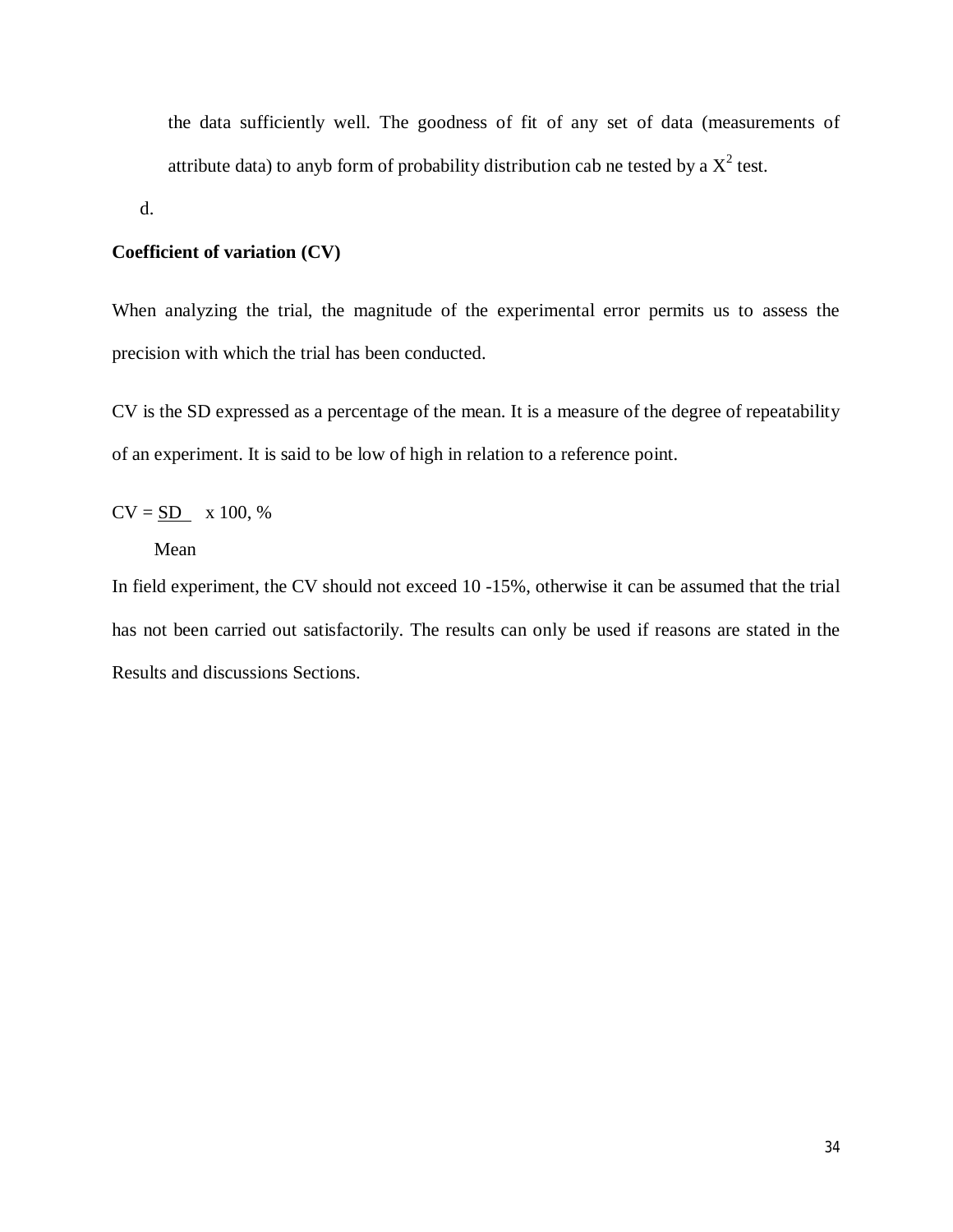the data sufficiently well. The goodness of fit of any set of data (measurements of attribute data) to anyb form of probability distribution cab ne tested by a $X^2$ test.

d.

**Coefficient of variation (CV)**

When analyzing the trial, the magnitude of the experimental error permits us to assess the precision with which the trial has been conducted.

CV is the SD expressed as a percentage of the mean. It is a measure of the degree of repeatability of an experiment. It is said to be low of high in relation to a reference point.

$$CV = \frac{SD}{Mean} \times 100, \%$$

In field experiment, the CV should not exceed 10 -15%, otherwise it can be assumed that the trial has not been carried out satisfactorily. The results can only be used if reasons are stated in the Results and discussions Sections.